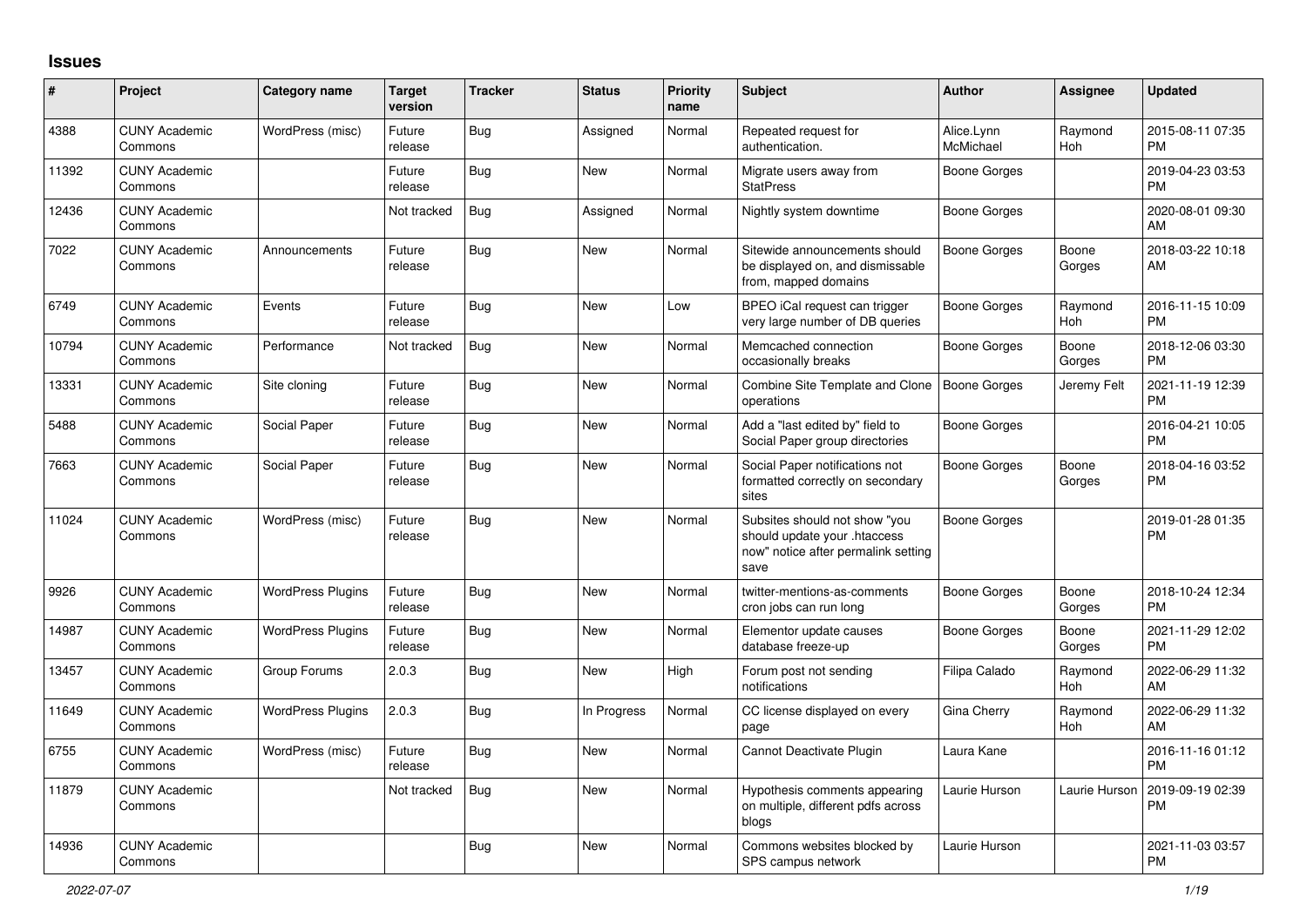## Issues

| # | Project | Category name | Target version | Tracker | Status | Priority name | Subject | Author | Assignee | Updated |
|---|---|---|---|---|---|---|---|---|---|---|
| 4388 | CUNY Academic Commons | WordPress (misc) | Future release | Bug | Assigned | Normal | Repeated request for authentication. | Alice.Lynn McMichael | Raymond Hoh | 2015-08-11 07:35 PM |
| 11392 | CUNY Academic Commons | | Future release | Bug | New | Normal | Migrate users away from StatPress | Boone Gorges | | 2019-04-23 03:53 PM |
| 12436 | CUNY Academic Commons | | Not tracked | Bug | Assigned | Normal | Nightly system downtime | Boone Gorges | | 2020-08-01 09:30 AM |
| 7022 | CUNY Academic Commons | Announcements | Future release | Bug | New | Normal | Sitewide announcements should be displayed on, and dismissable from, mapped domains | Boone Gorges | Boone Gorges | 2018-03-22 10:18 AM |
| 6749 | CUNY Academic Commons | Events | Future release | Bug | New | Low | BPEO iCal request can trigger very large number of DB queries | Boone Gorges | Raymond Hoh | 2016-11-15 10:09 PM |
| 10794 | CUNY Academic Commons | Performance | Not tracked | Bug | New | Normal | Memcached connection occasionally breaks | Boone Gorges | Boone Gorges | 2018-12-06 03:30 PM |
| 13331 | CUNY Academic Commons | Site cloning | Future release | Bug | New | Normal | Combine Site Template and Clone operations | Boone Gorges | Jeremy Felt | 2021-11-19 12:39 PM |
| 5488 | CUNY Academic Commons | Social Paper | Future release | Bug | New | Normal | Add a "last edited by" field to Social Paper group directories | Boone Gorges | | 2016-04-21 10:05 PM |
| 7663 | CUNY Academic Commons | Social Paper | Future release | Bug | New | Normal | Social Paper notifications not formatted correctly on secondary sites | Boone Gorges | Boone Gorges | 2018-04-16 03:52 PM |
| 11024 | CUNY Academic Commons | WordPress (misc) | Future release | Bug | New | Normal | Subsites should not show "you should update your .htaccess now" notice after permalink setting save | Boone Gorges | | 2019-01-28 01:35 PM |
| 9926 | CUNY Academic Commons | WordPress Plugins | Future release | Bug | New | Normal | twitter-mentions-as-comments cron jobs can run long | Boone Gorges | Boone Gorges | 2018-10-24 12:34 PM |
| 14987 | CUNY Academic Commons | WordPress Plugins | Future release | Bug | New | Normal | Elementor update causes database freeze-up | Boone Gorges | Boone Gorges | 2021-11-29 12:02 PM |
| 13457 | CUNY Academic Commons | Group Forums | 2.0.3 | Bug | New | High | Forum post not sending notifications | Filipa Calado | Raymond Hoh | 2022-06-29 11:32 AM |
| 11649 | CUNY Academic Commons | WordPress Plugins | 2.0.3 | Bug | In Progress | Normal | CC license displayed on every page | Gina Cherry | Raymond Hoh | 2022-06-29 11:32 AM |
| 6755 | CUNY Academic Commons | WordPress (misc) | Future release | Bug | New | Normal | Cannot Deactivate Plugin | Laura Kane | | 2016-11-16 01:12 PM |
| 11879 | CUNY Academic Commons | | Not tracked | Bug | New | Normal | Hypothesis comments appearing on multiple, different pdfs across blogs | Laurie Hurson | Laurie Hurson | 2019-09-19 02:39 PM |
| 14936 | CUNY Academic Commons | | | Bug | New | Normal | Commons websites blocked by SPS campus network | Laurie Hurson | | 2021-11-03 03:57 PM |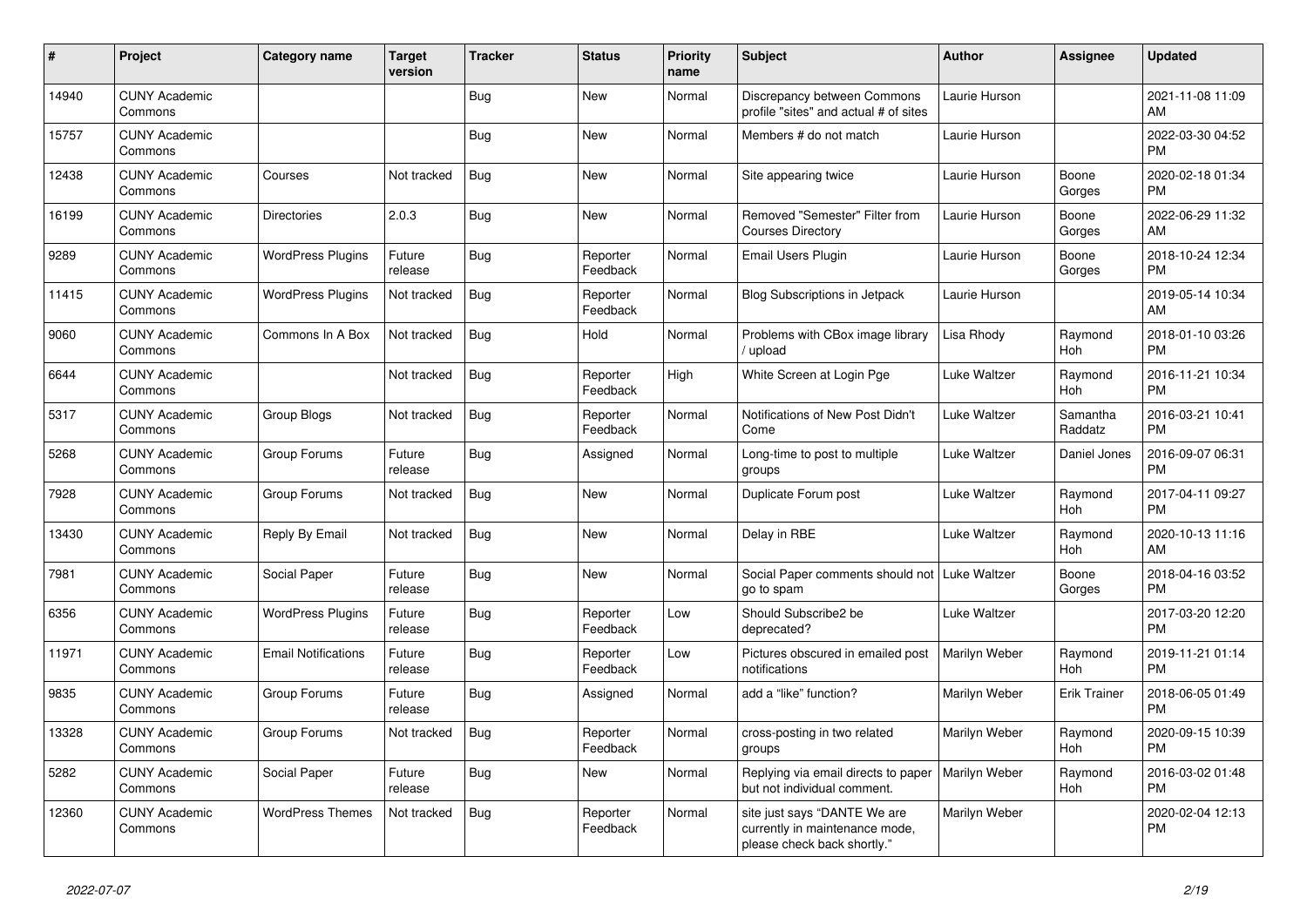| # | Project | Category name | Target version | Tracker | Status | Priority name | Subject | Author | Assignee | Updated |
|---|---|---|---|---|---|---|---|---|---|---|
| 14940 | CUNY Academic Commons | | | Bug | New | Normal | Discrepancy between Commons profile "sites" and actual # of sites | Laurie Hurson | | 2021-11-08 11:09 AM |
| 15757 | CUNY Academic Commons | | | Bug | New | Normal | Members # do not match | Laurie Hurson | | 2022-03-30 04:52 PM |
| 12438 | CUNY Academic Commons | Courses | Not tracked | Bug | New | Normal | Site appearing twice | Laurie Hurson | Boone Gorges | 2020-02-18 01:34 PM |
| 16199 | CUNY Academic Commons | Directories | 2.0.3 | Bug | New | Normal | Removed "Semester" Filter from Courses Directory | Laurie Hurson | Boone Gorges | 2022-06-29 11:32 AM |
| 9289 | CUNY Academic Commons | WordPress Plugins | Future release | Bug | Reporter Feedback | Normal | Email Users Plugin | Laurie Hurson | Boone Gorges | 2018-10-24 12:34 PM |
| 11415 | CUNY Academic Commons | WordPress Plugins | Not tracked | Bug | Reporter Feedback | Normal | Blog Subscriptions in Jetpack | Laurie Hurson | | 2019-05-14 10:34 AM |
| 9060 | CUNY Academic Commons | Commons In A Box | Not tracked | Bug | Hold | Normal | Problems with CBox image library / upload | Lisa Rhody | Raymond Hoh | 2018-01-10 03:26 PM |
| 6644 | CUNY Academic Commons | | Not tracked | Bug | Reporter Feedback | High | White Screen at Login Pge | Luke Waltzer | Raymond Hoh | 2016-11-21 10:34 PM |
| 5317 | CUNY Academic Commons | Group Blogs | Not tracked | Bug | Reporter Feedback | Normal | Notifications of New Post Didn't Come | Luke Waltzer | Samantha Raddatz | 2016-03-21 10:41 PM |
| 5268 | CUNY Academic Commons | Group Forums | Future release | Bug | Assigned | Normal | Long-time to post to multiple groups | Luke Waltzer | Daniel Jones | 2016-09-07 06:31 PM |
| 7928 | CUNY Academic Commons | Group Forums | Not tracked | Bug | New | Normal | Duplicate Forum post | Luke Waltzer | Raymond Hoh | 2017-04-11 09:27 PM |
| 13430 | CUNY Academic Commons | Reply By Email | Not tracked | Bug | New | Normal | Delay in RBE | Luke Waltzer | Raymond Hoh | 2020-10-13 11:16 AM |
| 7981 | CUNY Academic Commons | Social Paper | Future release | Bug | New | Normal | Social Paper comments should not go to spam | Luke Waltzer | Boone Gorges | 2018-04-16 03:52 PM |
| 6356 | CUNY Academic Commons | WordPress Plugins | Future release | Bug | Reporter Feedback | Low | Should Subscribe2 be deprecated? | Luke Waltzer | | 2017-03-20 12:20 PM |
| 11971 | CUNY Academic Commons | Email Notifications | Future release | Bug | Reporter Feedback | Low | Pictures obscured in emailed post notifications | Marilyn Weber | Raymond Hoh | 2019-11-21 01:14 PM |
| 9835 | CUNY Academic Commons | Group Forums | Future release | Bug | Assigned | Normal | add a "like" function? | Marilyn Weber | Erik Trainer | 2018-06-05 01:49 PM |
| 13328 | CUNY Academic Commons | Group Forums | Not tracked | Bug | Reporter Feedback | Normal | cross-posting in two related groups | Marilyn Weber | Raymond Hoh | 2020-09-15 10:39 PM |
| 5282 | CUNY Academic Commons | Social Paper | Future release | Bug | New | Normal | Replying via email directs to paper but not individual comment. | Marilyn Weber | Raymond Hoh | 2016-03-02 01:48 PM |
| 12360 | CUNY Academic Commons | WordPress Themes | Not tracked | Bug | Reporter Feedback | Normal | site just says "DANTE We are currently in maintenance mode, please check back shortly." | Marilyn Weber | | 2020-02-04 12:13 PM |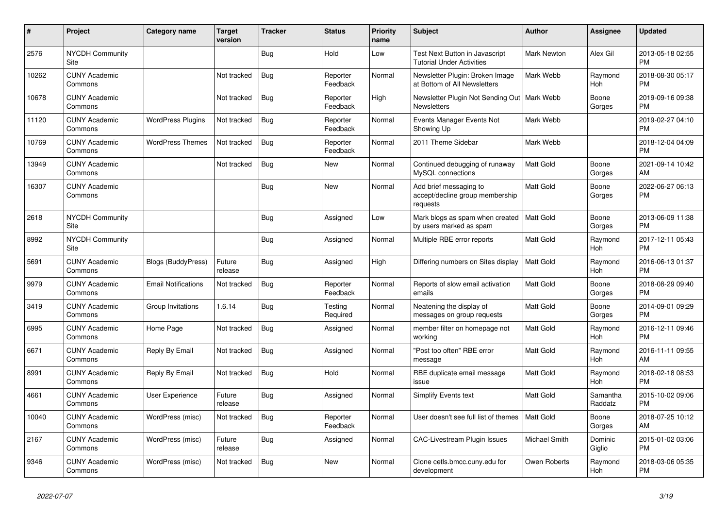| # | Project | Category name | Target version | Tracker | Status | Priority name | Subject | Author | Assignee | Updated |
|---|---|---|---|---|---|---|---|---|---|---|
| 2576 | NYCDH Community Site | | | Bug | Hold | Low | Test Next Button in Javascript Tutorial Under Activities | Mark Newton | Alex Gil | 2013-05-18 02:55 PM |
| 10262 | CUNY Academic Commons | | Not tracked | Bug | Reporter Feedback | Normal | Newsletter Plugin: Broken Image at Bottom of All Newsletters | Mark Webb | Raymond Hoh | 2018-08-30 05:17 PM |
| 10678 | CUNY Academic Commons | | Not tracked | Bug | Reporter Feedback | High | Newsletter Plugin Not Sending Out Newsletters | Mark Webb | Boone Gorges | 2019-09-16 09:38 PM |
| 11120 | CUNY Academic Commons | WordPress Plugins | Not tracked | Bug | Reporter Feedback | Normal | Events Manager Events Not Showing Up | Mark Webb | | 2019-02-27 04:10 PM |
| 10769 | CUNY Academic Commons | WordPress Themes | Not tracked | Bug | Reporter Feedback | Normal | 2011 Theme Sidebar | Mark Webb | | 2018-12-04 04:09 PM |
| 13949 | CUNY Academic Commons | | Not tracked | Bug | New | Normal | Continued debugging of runaway MySQL connections | Matt Gold | Boone Gorges | 2021-09-14 10:42 AM |
| 16307 | CUNY Academic Commons | | | Bug | New | Normal | Add brief messaging to accept/decline group membership requests | Matt Gold | Boone Gorges | 2022-06-27 06:13 PM |
| 2618 | NYCDH Community Site | | | Bug | Assigned | Low | Mark blogs as spam when created by users marked as spam | Matt Gold | Boone Gorges | 2013-06-09 11:38 PM |
| 8992 | NYCDH Community Site | | | Bug | Assigned | Normal | Multiple RBE error reports | Matt Gold | Raymond Hoh | 2017-12-11 05:43 PM |
| 5691 | CUNY Academic Commons | Blogs (BuddyPress) | Future release | Bug | Assigned | High | Differing numbers on Sites display | Matt Gold | Raymond Hoh | 2016-06-13 01:37 PM |
| 9979 | CUNY Academic Commons | Email Notifications | Not tracked | Bug | Reporter Feedback | Normal | Reports of slow email activation emails | Matt Gold | Boone Gorges | 2018-08-29 09:40 PM |
| 3419 | CUNY Academic Commons | Group Invitations | 1.6.14 | Bug | Testing Required | Normal | Neatening the display of messages on group requests | Matt Gold | Boone Gorges | 2014-09-01 09:29 PM |
| 6995 | CUNY Academic Commons | Home Page | Not tracked | Bug | Assigned | Normal | member filter on homepage not working | Matt Gold | Raymond Hoh | 2016-12-11 09:46 PM |
| 6671 | CUNY Academic Commons | Reply By Email | Not tracked | Bug | Assigned | Normal | "Post too often" RBE error message | Matt Gold | Raymond Hoh | 2016-11-11 09:55 AM |
| 8991 | CUNY Academic Commons | Reply By Email | Not tracked | Bug | Hold | Normal | RBE duplicate email message issue | Matt Gold | Raymond Hoh | 2018-02-18 08:53 PM |
| 4661 | CUNY Academic Commons | User Experience | Future release | Bug | Assigned | Normal | Simplify Events text | Matt Gold | Samantha Raddatz | 2015-10-02 09:06 PM |
| 10040 | CUNY Academic Commons | WordPress (misc) | Not tracked | Bug | Reporter Feedback | Normal | User doesn't see full list of themes | Matt Gold | Boone Gorges | 2018-07-25 10:12 AM |
| 2167 | CUNY Academic Commons | WordPress (misc) | Future release | Bug | Assigned | Normal | CAC-Livestream Plugin Issues | Michael Smith | Dominic Giglio | 2015-01-02 03:06 PM |
| 9346 | CUNY Academic Commons | WordPress (misc) | Not tracked | Bug | New | Normal | Clone cetls.bmcc.cuny.edu for development | Owen Roberts | Raymond Hoh | 2018-03-06 05:35 PM |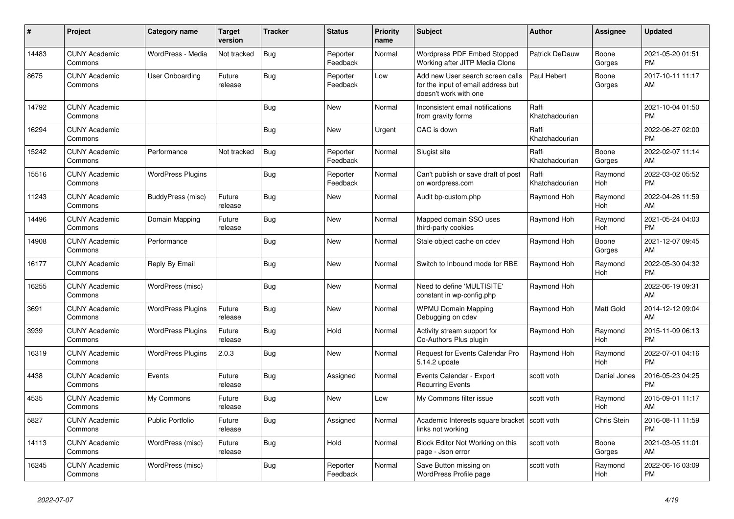| # | Project | Category name | Target version | Tracker | Status | Priority name | Subject | Author | Assignee | Updated |
|---|---|---|---|---|---|---|---|---|---|---|
| 14483 | CUNY Academic Commons | WordPress - Media | Not tracked | Bug | Reporter Feedback | Normal | Wordpress PDF Embed Stopped Working after JITP Media Clone | Patrick DeDauw | Boone Gorges | 2021-05-20 01:51 PM |
| 8675 | CUNY Academic Commons | User Onboarding | Future release | Bug | Reporter Feedback | Low | Add new User search screen calls for the input of email address but doesn't work with one | Paul Hebert | Boone Gorges | 2017-10-11 11:17 AM |
| 14792 | CUNY Academic Commons | | | Bug | New | Normal | Inconsistent email notifications from gravity forms | Raffi Khatchadourian | | 2021-10-04 01:50 PM |
| 16294 | CUNY Academic Commons | | | Bug | New | Urgent | CAC is down | Raffi Khatchadourian | | 2022-06-27 02:00 PM |
| 15242 | CUNY Academic Commons | Performance | Not tracked | Bug | Reporter Feedback | Normal | Slugist site | Raffi Khatchadourian | Boone Gorges | 2022-02-07 11:14 AM |
| 15516 | CUNY Academic Commons | WordPress Plugins | | Bug | Reporter Feedback | Normal | Can't publish or save draft of post on wordpress.com | Raffi Khatchadourian | Raymond Hoh | 2022-03-02 05:52 PM |
| 11243 | CUNY Academic Commons | BuddyPress (misc) | Future release | Bug | New | Normal | Audit bp-custom.php | Raymond Hoh | Raymond Hoh | 2022-04-26 11:59 AM |
| 14496 | CUNY Academic Commons | Domain Mapping | Future release | Bug | New | Normal | Mapped domain SSO uses third-party cookies | Raymond Hoh | Raymond Hoh | 2021-05-24 04:03 PM |
| 14908 | CUNY Academic Commons | Performance | | Bug | New | Normal | Stale object cache on cdev | Raymond Hoh | Boone Gorges | 2021-12-07 09:45 AM |
| 16177 | CUNY Academic Commons | Reply By Email | | Bug | New | Normal | Switch to Inbound mode for RBE | Raymond Hoh | Raymond Hoh | 2022-05-30 04:32 PM |
| 16255 | CUNY Academic Commons | WordPress (misc) | | Bug | New | Normal | Need to define 'MULTISITE' constant in wp-config.php | Raymond Hoh | | 2022-06-19 09:31 AM |
| 3691 | CUNY Academic Commons | WordPress Plugins | Future release | Bug | New | Normal | WPMU Domain Mapping Debugging on cdev | Raymond Hoh | Matt Gold | 2014-12-12 09:04 AM |
| 3939 | CUNY Academic Commons | WordPress Plugins | Future release | Bug | Hold | Normal | Activity stream support for Co-Authors Plus plugin | Raymond Hoh | Raymond Hoh | 2015-11-09 06:13 PM |
| 16319 | CUNY Academic Commons | WordPress Plugins | 2.0.3 | Bug | New | Normal | Request for Events Calendar Pro 5.14.2 update | Raymond Hoh | Raymond Hoh | 2022-07-01 04:16 PM |
| 4438 | CUNY Academic Commons | Events | Future release | Bug | Assigned | Normal | Events Calendar - Export Recurring Events | scott voth | Daniel Jones | 2016-05-23 04:25 PM |
| 4535 | CUNY Academic Commons | My Commons | Future release | Bug | New | Low | My Commons filter issue | scott voth | Raymond Hoh | 2015-09-01 11:17 AM |
| 5827 | CUNY Academic Commons | Public Portfolio | Future release | Bug | Assigned | Normal | Academic Interests square bracket links not working | scott voth | Chris Stein | 2016-08-11 11:59 PM |
| 14113 | CUNY Academic Commons | WordPress (misc) | Future release | Bug | Hold | Normal | Block Editor Not Working on this page - Json error | scott voth | Boone Gorges | 2021-03-05 11:01 AM |
| 16245 | CUNY Academic Commons | WordPress (misc) | | Bug | Reporter Feedback | Normal | Save Button missing on WordPress Profile page | scott voth | Raymond Hoh | 2022-06-16 03:09 PM |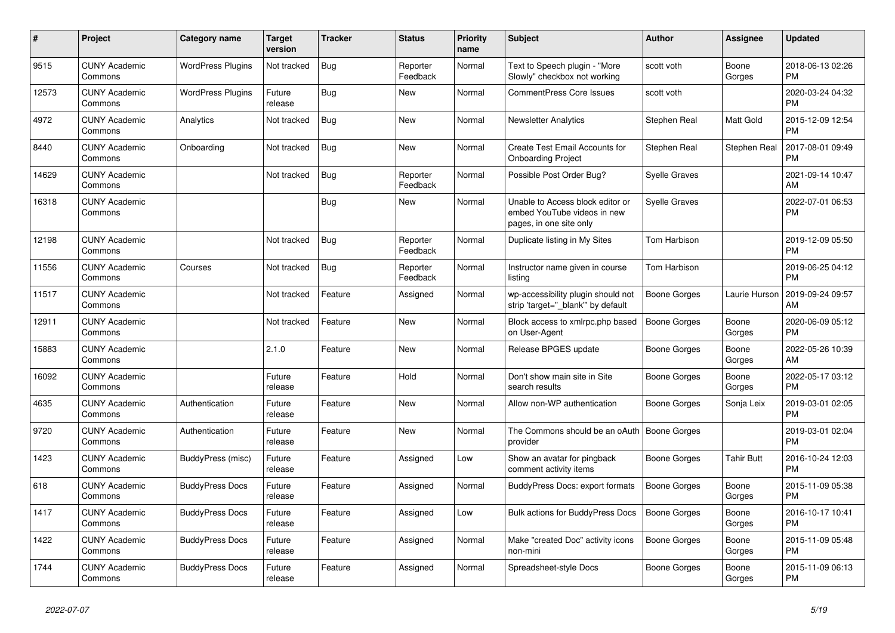| # | Project | Category name | Target version | Tracker | Status | Priority name | Subject | Author | Assignee | Updated |
|---|---|---|---|---|---|---|---|---|---|---|
| 9515 | CUNY Academic Commons | WordPress Plugins | Not tracked | Bug | Reporter Feedback | Normal | Text to Speech plugin - "More Slowly" checkbox not working | scott voth | Boone Gorges | 2018-06-13 02:26 PM |
| 12573 | CUNY Academic Commons | WordPress Plugins | Future release | Bug | New | Normal | CommentPress Core Issues | scott voth | | 2020-03-24 04:32 PM |
| 4972 | CUNY Academic Commons | Analytics | Not tracked | Bug | New | Normal | Newsletter Analytics | Stephen Real | Matt Gold | 2015-12-09 12:54 PM |
| 8440 | CUNY Academic Commons | Onboarding | Not tracked | Bug | New | Normal | Create Test Email Accounts for Onboarding Project | Stephen Real | Stephen Real | 2017-08-01 09:49 PM |
| 14629 | CUNY Academic Commons | | Not tracked | Bug | Reporter Feedback | Normal | Possible Post Order Bug? | Syelle Graves | | 2021-09-14 10:47 AM |
| 16318 | CUNY Academic Commons | | | Bug | New | Normal | Unable to Access block editor or embed YouTube videos in new pages, in one site only | Syelle Graves | | 2022-07-01 06:53 PM |
| 12198 | CUNY Academic Commons | | Not tracked | Bug | Reporter Feedback | Normal | Duplicate listing in My Sites | Tom Harbison | | 2019-12-09 05:50 PM |
| 11556 | CUNY Academic Commons | Courses | Not tracked | Bug | Reporter Feedback | Normal | Instructor name given in course listing | Tom Harbison | | 2019-06-25 04:12 PM |
| 11517 | CUNY Academic Commons | | Not tracked | Feature | Assigned | Normal | wp-accessibility plugin should not strip 'target="_blank"' by default | Boone Gorges | Laurie Hurson | 2019-09-24 09:57 AM |
| 12911 | CUNY Academic Commons | | Not tracked | Feature | New | Normal | Block access to xmlrpc.php based on User-Agent | Boone Gorges | Boone Gorges | 2020-06-09 05:12 PM |
| 15883 | CUNY Academic Commons | | 2.1.0 | Feature | New | Normal | Release BPGES update | Boone Gorges | Boone Gorges | 2022-05-26 10:39 AM |
| 16092 | CUNY Academic Commons | | Future release | Feature | Hold | Normal | Don't show main site in Site search results | Boone Gorges | Boone Gorges | 2022-05-17 03:12 PM |
| 4635 | CUNY Academic Commons | Authentication | Future release | Feature | New | Normal | Allow non-WP authentication | Boone Gorges | Sonja Leix | 2019-03-01 02:05 PM |
| 9720 | CUNY Academic Commons | Authentication | Future release | Feature | New | Normal | The Commons should be an oAuth provider | Boone Gorges | | 2019-03-01 02:04 PM |
| 1423 | CUNY Academic Commons | BuddyPress (misc) | Future release | Feature | Assigned | Low | Show an avatar for pingback comment activity items | Boone Gorges | Tahir Butt | 2016-10-24 12:03 PM |
| 618 | CUNY Academic Commons | BuddyPress Docs | Future release | Feature | Assigned | Normal | BuddyPress Docs: export formats | Boone Gorges | Boone Gorges | 2015-11-09 05:38 PM |
| 1417 | CUNY Academic Commons | BuddyPress Docs | Future release | Feature | Assigned | Low | Bulk actions for BuddyPress Docs | Boone Gorges | Boone Gorges | 2016-10-17 10:41 PM |
| 1422 | CUNY Academic Commons | BuddyPress Docs | Future release | Feature | Assigned | Normal | Make "created Doc" activity icons non-mini | Boone Gorges | Boone Gorges | 2015-11-09 05:48 PM |
| 1744 | CUNY Academic Commons | BuddyPress Docs | Future release | Feature | Assigned | Normal | Spreadsheet-style Docs | Boone Gorges | Boone Gorges | 2015-11-09 06:13 PM |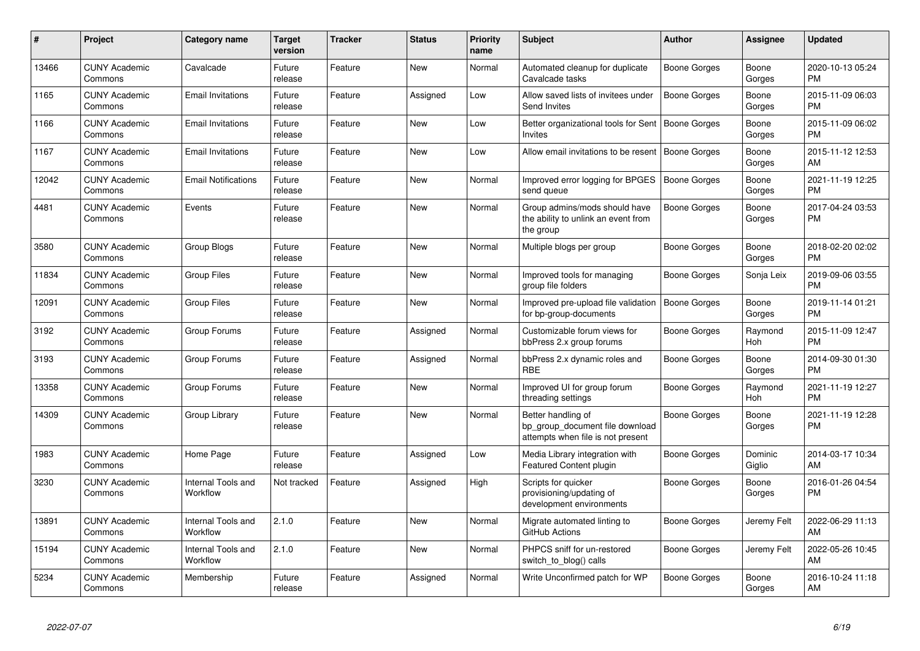| # | Project | Category name | Target version | Tracker | Status | Priority name | Subject | Author | Assignee | Updated |
|---|---|---|---|---|---|---|---|---|---|---|
| 13466 | CUNY Academic Commons | Cavalcade | Future release | Feature | New | Normal | Automated cleanup for duplicate Cavalcade tasks | Boone Gorges | Boone Gorges | 2020-10-13 05:24 PM |
| 1165 | CUNY Academic Commons | Email Invitations | Future release | Feature | Assigned | Low | Allow saved lists of invitees under Send Invites | Boone Gorges | Boone Gorges | 2015-11-09 06:03 PM |
| 1166 | CUNY Academic Commons | Email Invitations | Future release | Feature | New | Low | Better organizational tools for Sent Invites | Boone Gorges | Boone Gorges | 2015-11-09 06:02 PM |
| 1167 | CUNY Academic Commons | Email Invitations | Future release | Feature | New | Low | Allow email invitations to be resent | Boone Gorges | Boone Gorges | 2015-11-12 12:53 AM |
| 12042 | CUNY Academic Commons | Email Notifications | Future release | Feature | New | Normal | Improved error logging for BPGES send queue | Boone Gorges | Boone Gorges | 2021-11-19 12:25 PM |
| 4481 | CUNY Academic Commons | Events | Future release | Feature | New | Normal | Group admins/mods should have the ability to unlink an event from the group | Boone Gorges | Boone Gorges | 2017-04-24 03:53 PM |
| 3580 | CUNY Academic Commons | Group Blogs | Future release | Feature | New | Normal | Multiple blogs per group | Boone Gorges | Boone Gorges | 2018-02-20 02:02 PM |
| 11834 | CUNY Academic Commons | Group Files | Future release | Feature | New | Normal | Improved tools for managing group file folders | Boone Gorges | Sonja Leix | 2019-09-06 03:55 PM |
| 12091 | CUNY Academic Commons | Group Files | Future release | Feature | New | Normal | Improved pre-upload file validation for bp-group-documents | Boone Gorges | Boone Gorges | 2019-11-14 01:21 PM |
| 3192 | CUNY Academic Commons | Group Forums | Future release | Feature | Assigned | Normal | Customizable forum views for bbPress 2.x group forums | Boone Gorges | Raymond Hoh | 2015-11-09 12:47 PM |
| 3193 | CUNY Academic Commons | Group Forums | Future release | Feature | Assigned | Normal | bbPress 2.x dynamic roles and RBE | Boone Gorges | Boone Gorges | 2014-09-30 01:30 PM |
| 13358 | CUNY Academic Commons | Group Forums | Future release | Feature | New | Normal | Improved UI for group forum threading settings | Boone Gorges | Raymond Hoh | 2021-11-19 12:27 PM |
| 14309 | CUNY Academic Commons | Group Library | Future release | Feature | New | Normal | Better handling of bp_group_document file download attempts when file is not present | Boone Gorges | Boone Gorges | 2021-11-19 12:28 PM |
| 1983 | CUNY Academic Commons | Home Page | Future release | Feature | Assigned | Low | Media Library integration with Featured Content plugin | Boone Gorges | Dominic Giglio | 2014-03-17 10:34 AM |
| 3230 | CUNY Academic Commons | Internal Tools and Workflow | Not tracked | Feature | Assigned | High | Scripts for quicker provisioning/updating of development environments | Boone Gorges | Boone Gorges | 2016-01-26 04:54 PM |
| 13891 | CUNY Academic Commons | Internal Tools and Workflow | 2.1.0 | Feature | New | Normal | Migrate automated linting to GitHub Actions | Boone Gorges | Jeremy Felt | 2022-06-29 11:13 AM |
| 15194 | CUNY Academic Commons | Internal Tools and Workflow | 2.1.0 | Feature | New | Normal | PHPCS sniff for un-restored switch_to_blog() calls | Boone Gorges | Jeremy Felt | 2022-05-26 10:45 AM |
| 5234 | CUNY Academic Commons | Membership | Future release | Feature | Assigned | Normal | Write Unconfirmed patch for WP | Boone Gorges | Boone Gorges | 2016-10-24 11:18 AM |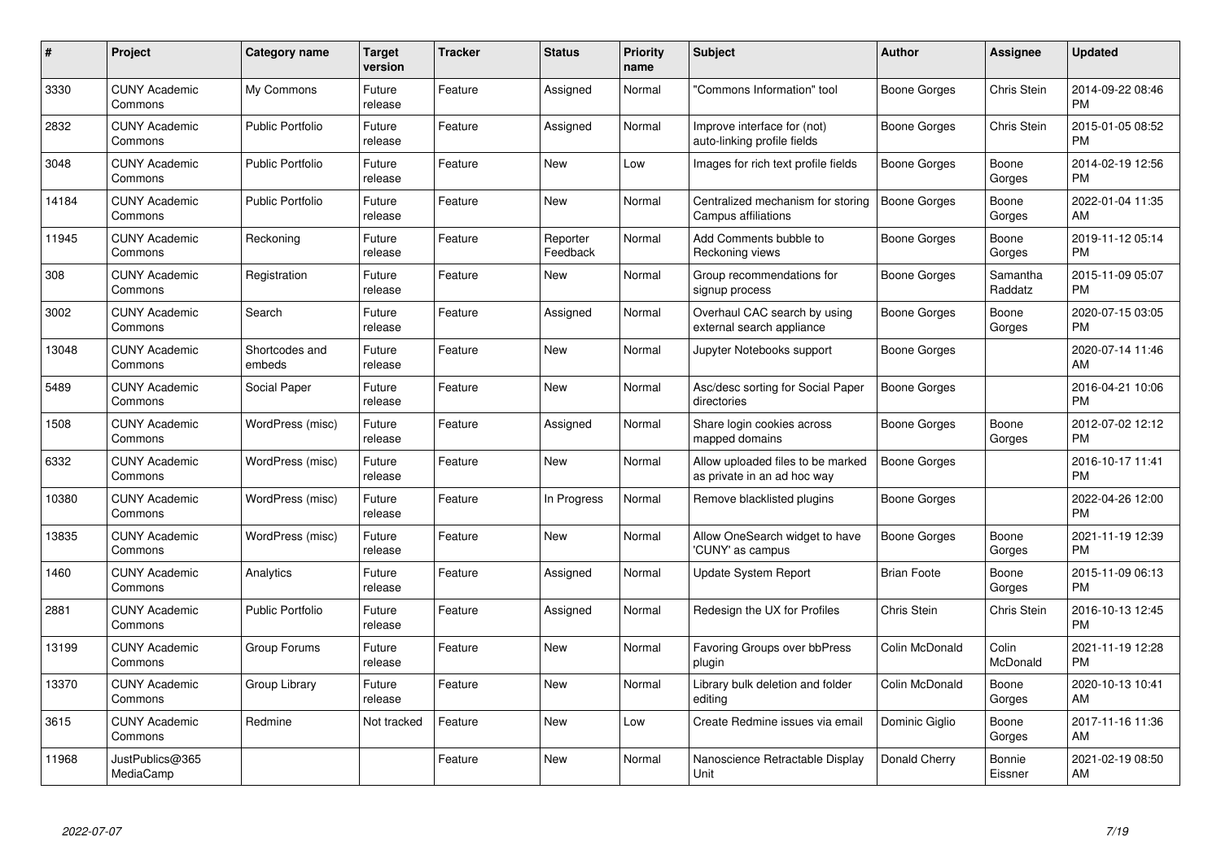| # | Project | Category name | Target version | Tracker | Status | Priority name | Subject | Author | Assignee | Updated |
|---|---|---|---|---|---|---|---|---|---|---|
| 3330 | CUNY Academic Commons | My Commons | Future release | Feature | Assigned | Normal | "Commons Information" tool | Boone Gorges | Chris Stein | 2014-09-22 08:46 PM |
| 2832 | CUNY Academic Commons | Public Portfolio | Future release | Feature | Assigned | Normal | Improve interface for (not) auto-linking profile fields | Boone Gorges | Chris Stein | 2015-01-05 08:52 PM |
| 3048 | CUNY Academic Commons | Public Portfolio | Future release | Feature | New | Low | Images for rich text profile fields | Boone Gorges | Boone Gorges | 2014-02-19 12:56 PM |
| 14184 | CUNY Academic Commons | Public Portfolio | Future release | Feature | New | Normal | Centralized mechanism for storing Campus affiliations | Boone Gorges | Boone Gorges | 2022-01-04 11:35 AM |
| 11945 | CUNY Academic Commons | Reckoning | Future release | Feature | Reporter Feedback | Normal | Add Comments bubble to Reckoning views | Boone Gorges | Boone Gorges | 2019-11-12 05:14 PM |
| 308 | CUNY Academic Commons | Registration | Future release | Feature | New | Normal | Group recommendations for signup process | Boone Gorges | Samantha Raddatz | 2015-11-09 05:07 PM |
| 3002 | CUNY Academic Commons | Search | Future release | Feature | Assigned | Normal | Overhaul CAC search by using external search appliance | Boone Gorges | Boone Gorges | 2020-07-15 03:05 PM |
| 13048 | CUNY Academic Commons | Shortcodes and embeds | Future release | Feature | New | Normal | Jupyter Notebooks support | Boone Gorges | | 2020-07-14 11:46 AM |
| 5489 | CUNY Academic Commons | Social Paper | Future release | Feature | New | Normal | Asc/desc sorting for Social Paper directories | Boone Gorges | | 2016-04-21 10:06 PM |
| 1508 | CUNY Academic Commons | WordPress (misc) | Future release | Feature | Assigned | Normal | Share login cookies across mapped domains | Boone Gorges | Boone Gorges | 2012-07-02 12:12 PM |
| 6332 | CUNY Academic Commons | WordPress (misc) | Future release | Feature | New | Normal | Allow uploaded files to be marked as private in an ad hoc way | Boone Gorges | | 2016-10-17 11:41 PM |
| 10380 | CUNY Academic Commons | WordPress (misc) | Future release | Feature | In Progress | Normal | Remove blacklisted plugins | Boone Gorges | | 2022-04-26 12:00 PM |
| 13835 | CUNY Academic Commons | WordPress (misc) | Future release | Feature | New | Normal | Allow OneSearch widget to have 'CUNY' as campus | Boone Gorges | Boone Gorges | 2021-11-19 12:39 PM |
| 1460 | CUNY Academic Commons | Analytics | Future release | Feature | Assigned | Normal | Update System Report | Brian Foote | Boone Gorges | 2015-11-09 06:13 PM |
| 2881 | CUNY Academic Commons | Public Portfolio | Future release | Feature | Assigned | Normal | Redesign the UX for Profiles | Chris Stein | Chris Stein | 2016-10-13 12:45 PM |
| 13199 | CUNY Academic Commons | Group Forums | Future release | Feature | New | Normal | Favoring Groups over bbPress plugin | Colin McDonald | Colin McDonald | 2021-11-19 12:28 PM |
| 13370 | CUNY Academic Commons | Group Library | Future release | Feature | New | Normal | Library bulk deletion and folder editing | Colin McDonald | Boone Gorges | 2020-10-13 10:41 AM |
| 3615 | CUNY Academic Commons | Redmine | Not tracked | Feature | New | Low | Create Redmine issues via email | Dominic Giglio | Boone Gorges | 2017-11-16 11:36 AM |
| 11968 | JustPublics@365 MediaCamp | | | Feature | New | Normal | Nanoscience Retractable Display Unit | Donald Cherry | Bonnie Eissner | 2021-02-19 08:50 AM |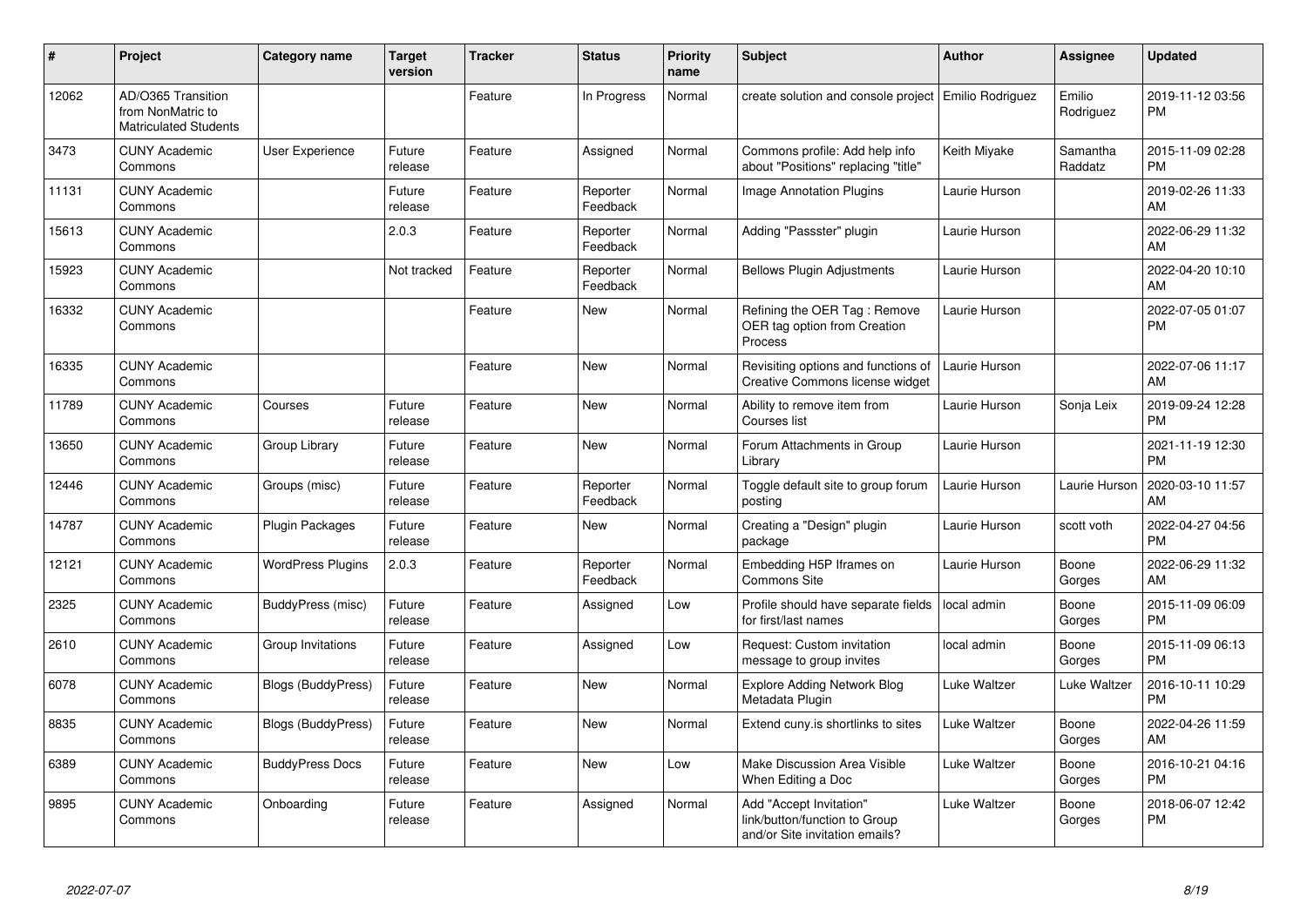| # | Project | Category name | Target version | Tracker | Status | Priority name | Subject | Author | Assignee | Updated |
|---|---|---|---|---|---|---|---|---|---|---|
| 12062 | AD/O365 Transition from NonMatric to Matriculated Students | | | Feature | In Progress | Normal | create solution and console project | Emilio Rodriguez | Emilio Rodriguez | 2019-11-12 03:56 PM |
| 3473 | CUNY Academic Commons | User Experience | Future release | Feature | Assigned | Normal | Commons profile: Add help info about "Positions" replacing "title" | Keith Miyake | Samantha Raddatz | 2015-11-09 02:28 PM |
| 11131 | CUNY Academic Commons | | Future release | Feature | Reporter Feedback | Normal | Image Annotation Plugins | Laurie Hurson | | 2019-02-26 11:33 AM |
| 15613 | CUNY Academic Commons | | 2.0.3 | Feature | Reporter Feedback | Normal | Adding "Passster" plugin | Laurie Hurson | | 2022-06-29 11:32 AM |
| 15923 | CUNY Academic Commons | | Not tracked | Feature | Reporter Feedback | Normal | Bellows Plugin Adjustments | Laurie Hurson | | 2022-04-20 10:10 AM |
| 16332 | CUNY Academic Commons | | | Feature | New | Normal | Refining the OER Tag : Remove OER tag option from Creation Process | Laurie Hurson | | 2022-07-05 01:07 PM |
| 16335 | CUNY Academic Commons | | | Feature | New | Normal | Revisiting options and functions of Creative Commons license widget | Laurie Hurson | | 2022-07-06 11:17 AM |
| 11789 | CUNY Academic Commons | Courses | Future release | Feature | New | Normal | Ability to remove item from Courses list | Laurie Hurson | Sonja Leix | 2019-09-24 12:28 PM |
| 13650 | CUNY Academic Commons | Group Library | Future release | Feature | New | Normal | Forum Attachments in Group Library | Laurie Hurson | | 2021-11-19 12:30 PM |
| 12446 | CUNY Academic Commons | Groups (misc) | Future release | Feature | Reporter Feedback | Normal | Toggle default site to group forum posting | Laurie Hurson | Laurie Hurson | 2020-03-10 11:57 AM |
| 14787 | CUNY Academic Commons | Plugin Packages | Future release | Feature | New | Normal | Creating a "Design" plugin package | Laurie Hurson | scott voth | 2022-04-27 04:56 PM |
| 12121 | CUNY Academic Commons | WordPress Plugins | 2.0.3 | Feature | Reporter Feedback | Normal | Embedding H5P Iframes on Commons Site | Laurie Hurson | Boone Gorges | 2022-06-29 11:32 AM |
| 2325 | CUNY Academic Commons | BuddyPress (misc) | Future release | Feature | Assigned | Low | Profile should have separate fields for first/last names | local admin | Boone Gorges | 2015-11-09 06:09 PM |
| 2610 | CUNY Academic Commons | Group Invitations | Future release | Feature | Assigned | Low | Request: Custom invitation message to group invites | local admin | Boone Gorges | 2015-11-09 06:13 PM |
| 6078 | CUNY Academic Commons | Blogs (BuddyPress) | Future release | Feature | New | Normal | Explore Adding Network Blog Metadata Plugin | Luke Waltzer | Luke Waltzer | 2016-10-11 10:29 PM |
| 8835 | CUNY Academic Commons | Blogs (BuddyPress) | Future release | Feature | New | Normal | Extend cuny.is shortlinks to sites | Luke Waltzer | Boone Gorges | 2022-04-26 11:59 AM |
| 6389 | CUNY Academic Commons | BuddyPress Docs | Future release | Feature | New | Low | Make Discussion Area Visible When Editing a Doc | Luke Waltzer | Boone Gorges | 2016-10-21 04:16 PM |
| 9895 | CUNY Academic Commons | Onboarding | Future release | Feature | Assigned | Normal | Add "Accept Invitation" link/button/function to Group and/or Site invitation emails? | Luke Waltzer | Boone Gorges | 2018-06-07 12:42 PM |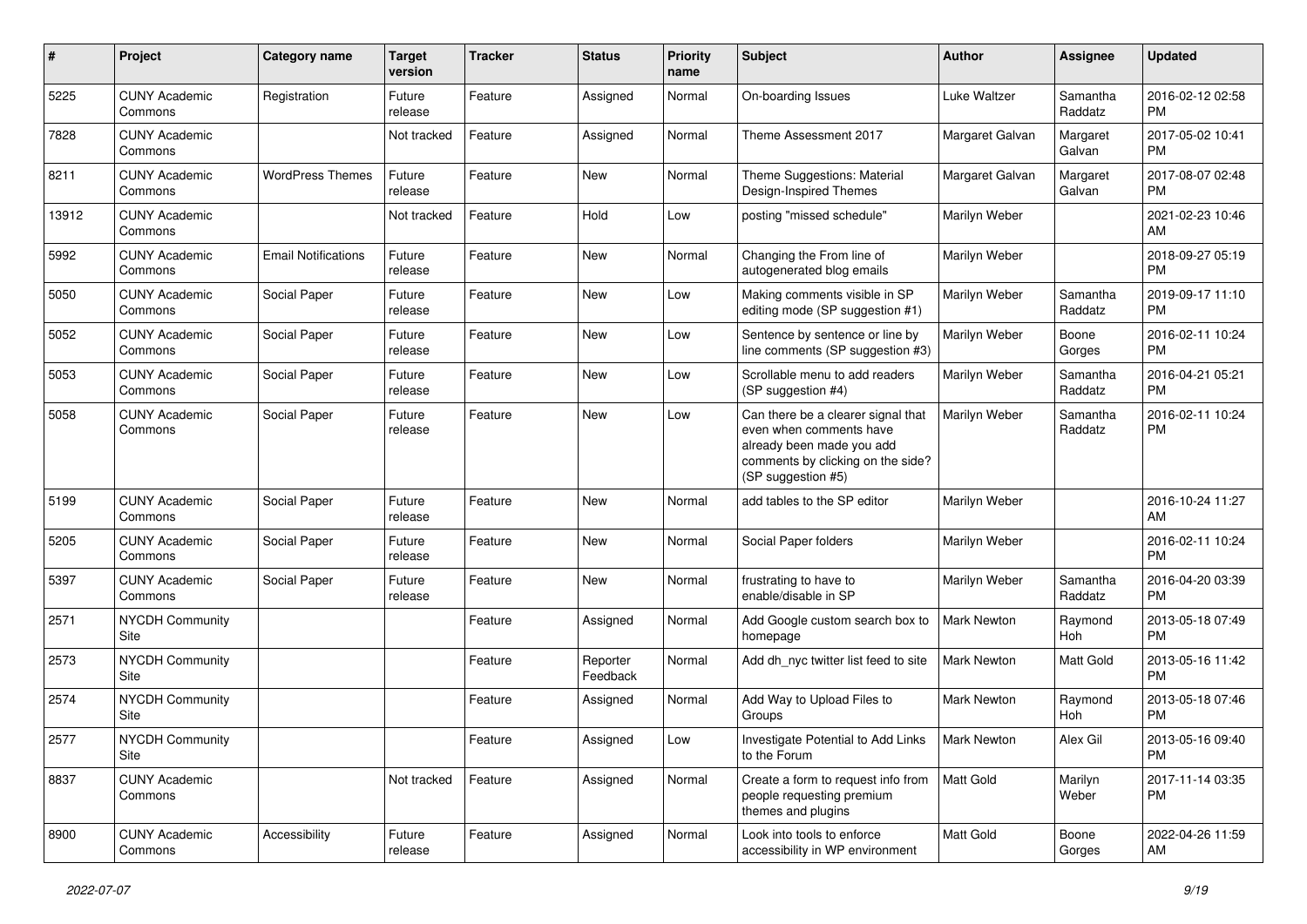| # | Project | Category name | Target version | Tracker | Status | Priority name | Subject | Author | Assignee | Updated |
|---|---|---|---|---|---|---|---|---|---|---|
| 5225 | CUNY Academic Commons | Registration | Future release | Feature | Assigned | Normal | On-boarding Issues | Luke Waltzer | Samantha Raddatz | 2016-02-12 02:58 PM |
| 7828 | CUNY Academic Commons | | Not tracked | Feature | Assigned | Normal | Theme Assessment 2017 | Margaret Galvan | Margaret Galvan | 2017-05-02 10:41 PM |
| 8211 | CUNY Academic Commons | WordPress Themes | Future release | Feature | New | Normal | Theme Suggestions: Material Design-Inspired Themes | Margaret Galvan | Margaret Galvan | 2017-08-07 02:48 PM |
| 13912 | CUNY Academic Commons | | Not tracked | Feature | Hold | Low | posting "missed schedule" | Marilyn Weber | | 2021-02-23 10:46 AM |
| 5992 | CUNY Academic Commons | Email Notifications | Future release | Feature | New | Normal | Changing the From line of autogenerated blog emails | Marilyn Weber | | 2018-09-27 05:19 PM |
| 5050 | CUNY Academic Commons | Social Paper | Future release | Feature | New | Low | Making comments visible in SP editing mode (SP suggestion #1) | Marilyn Weber | Samantha Raddatz | 2019-09-17 11:10 PM |
| 5052 | CUNY Academic Commons | Social Paper | Future release | Feature | New | Low | Sentence by sentence or line by line comments (SP suggestion #3) | Marilyn Weber | Boone Gorges | 2016-02-11 10:24 PM |
| 5053 | CUNY Academic Commons | Social Paper | Future release | Feature | New | Low | Scrollable menu to add readers (SP suggestion #4) | Marilyn Weber | Samantha Raddatz | 2016-04-21 05:21 PM |
| 5058 | CUNY Academic Commons | Social Paper | Future release | Feature | New | Low | Can there be a clearer signal that even when comments have already been made you add comments by clicking on the side? (SP suggestion #5) | Marilyn Weber | Samantha Raddatz | 2016-02-11 10:24 PM |
| 5199 | CUNY Academic Commons | Social Paper | Future release | Feature | New | Normal | add tables to the SP editor | Marilyn Weber | | 2016-10-24 11:27 AM |
| 5205 | CUNY Academic Commons | Social Paper | Future release | Feature | New | Normal | Social Paper folders | Marilyn Weber | | 2016-02-11 10:24 PM |
| 5397 | CUNY Academic Commons | Social Paper | Future release | Feature | New | Normal | frustrating to have to enable/disable in SP | Marilyn Weber | Samantha Raddatz | 2016-04-20 03:39 PM |
| 2571 | NYCDH Community Site | | | Feature | Assigned | Normal | Add Google custom search box to homepage | Mark Newton | Raymond Hoh | 2013-05-18 07:49 PM |
| 2573 | NYCDH Community Site | | | Feature | Reporter Feedback | Normal | Add dh_nyc twitter list feed to site | Mark Newton | Matt Gold | 2013-05-16 11:42 PM |
| 2574 | NYCDH Community Site | | | Feature | Assigned | Normal | Add Way to Upload Files to Groups | Mark Newton | Raymond Hoh | 2013-05-18 07:46 PM |
| 2577 | NYCDH Community Site | | | Feature | Assigned | Low | Investigate Potential to Add Links to the Forum | Mark Newton | Alex Gil | 2013-05-16 09:40 PM |
| 8837 | CUNY Academic Commons | | Not tracked | Feature | Assigned | Normal | Create a form to request info from people requesting premium themes and plugins | Matt Gold | Marilyn Weber | 2017-11-14 03:35 PM |
| 8900 | CUNY Academic Commons | Accessibility | Future release | Feature | Assigned | Normal | Look into tools to enforce accessibility in WP environment | Matt Gold | Boone Gorges | 2022-04-26 11:59 AM |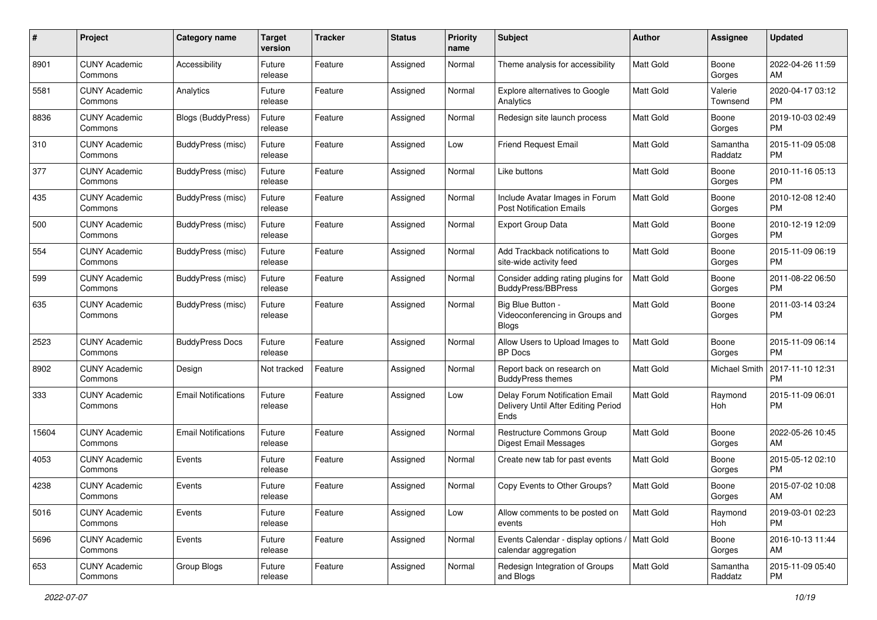| # | Project | Category name | Target version | Tracker | Status | Priority name | Subject | Author | Assignee | Updated |
|---|---|---|---|---|---|---|---|---|---|---|
| 8901 | CUNY Academic Commons | Accessibility | Future release | Feature | Assigned | Normal | Theme analysis for accessibility | Matt Gold | Boone Gorges | 2022-04-26 11:59 AM |
| 5581 | CUNY Academic Commons | Analytics | Future release | Feature | Assigned | Normal | Explore alternatives to Google Analytics | Matt Gold | Valerie Townsend | 2020-04-17 03:12 PM |
| 8836 | CUNY Academic Commons | Blogs (BuddyPress) | Future release | Feature | Assigned | Normal | Redesign site launch process | Matt Gold | Boone Gorges | 2019-10-03 02:49 PM |
| 310 | CUNY Academic Commons | BuddyPress (misc) | Future release | Feature | Assigned | Low | Friend Request Email | Matt Gold | Samantha Raddatz | 2015-11-09 05:08 PM |
| 377 | CUNY Academic Commons | BuddyPress (misc) | Future release | Feature | Assigned | Normal | Like buttons | Matt Gold | Boone Gorges | 2010-11-16 05:13 PM |
| 435 | CUNY Academic Commons | BuddyPress (misc) | Future release | Feature | Assigned | Normal | Include Avatar Images in Forum Post Notification Emails | Matt Gold | Boone Gorges | 2010-12-08 12:40 PM |
| 500 | CUNY Academic Commons | BuddyPress (misc) | Future release | Feature | Assigned | Normal | Export Group Data | Matt Gold | Boone Gorges | 2010-12-19 12:09 PM |
| 554 | CUNY Academic Commons | BuddyPress (misc) | Future release | Feature | Assigned | Normal | Add Trackback notifications to site-wide activity feed | Matt Gold | Boone Gorges | 2015-11-09 06:19 PM |
| 599 | CUNY Academic Commons | BuddyPress (misc) | Future release | Feature | Assigned | Normal | Consider adding rating plugins for BuddyPress/BBPress | Matt Gold | Boone Gorges | 2011-08-22 06:50 PM |
| 635 | CUNY Academic Commons | BuddyPress (misc) | Future release | Feature | Assigned | Normal | Big Blue Button - Videoconferencing in Groups and Blogs | Matt Gold | Boone Gorges | 2011-03-14 03:24 PM |
| 2523 | CUNY Academic Commons | BuddyPress Docs | Future release | Feature | Assigned | Normal | Allow Users to Upload Images to BP Docs | Matt Gold | Boone Gorges | 2015-11-09 06:14 PM |
| 8902 | CUNY Academic Commons | Design | Not tracked | Feature | Assigned | Normal | Report back on research on BuddyPress themes | Matt Gold | Michael Smith | 2017-11-10 12:31 PM |
| 333 | CUNY Academic Commons | Email Notifications | Future release | Feature | Assigned | Low | Delay Forum Notification Email Delivery Until After Editing Period Ends | Matt Gold | Raymond Hoh | 2015-11-09 06:01 PM |
| 15604 | CUNY Academic Commons | Email Notifications | Future release | Feature | Assigned | Normal | Restructure Commons Group Digest Email Messages | Matt Gold | Boone Gorges | 2022-05-26 10:45 AM |
| 4053 | CUNY Academic Commons | Events | Future release | Feature | Assigned | Normal | Create new tab for past events | Matt Gold | Boone Gorges | 2015-05-12 02:10 PM |
| 4238 | CUNY Academic Commons | Events | Future release | Feature | Assigned | Normal | Copy Events to Other Groups? | Matt Gold | Boone Gorges | 2015-07-02 10:08 AM |
| 5016 | CUNY Academic Commons | Events | Future release | Feature | Assigned | Low | Allow comments to be posted on events | Matt Gold | Raymond Hoh | 2019-03-01 02:23 PM |
| 5696 | CUNY Academic Commons | Events | Future release | Feature | Assigned | Normal | Events Calendar - display options / calendar aggregation | Matt Gold | Boone Gorges | 2016-10-13 11:44 AM |
| 653 | CUNY Academic Commons | Group Blogs | Future release | Feature | Assigned | Normal | Redesign Integration of Groups and Blogs | Matt Gold | Samantha Raddatz | 2015-11-09 05:40 PM |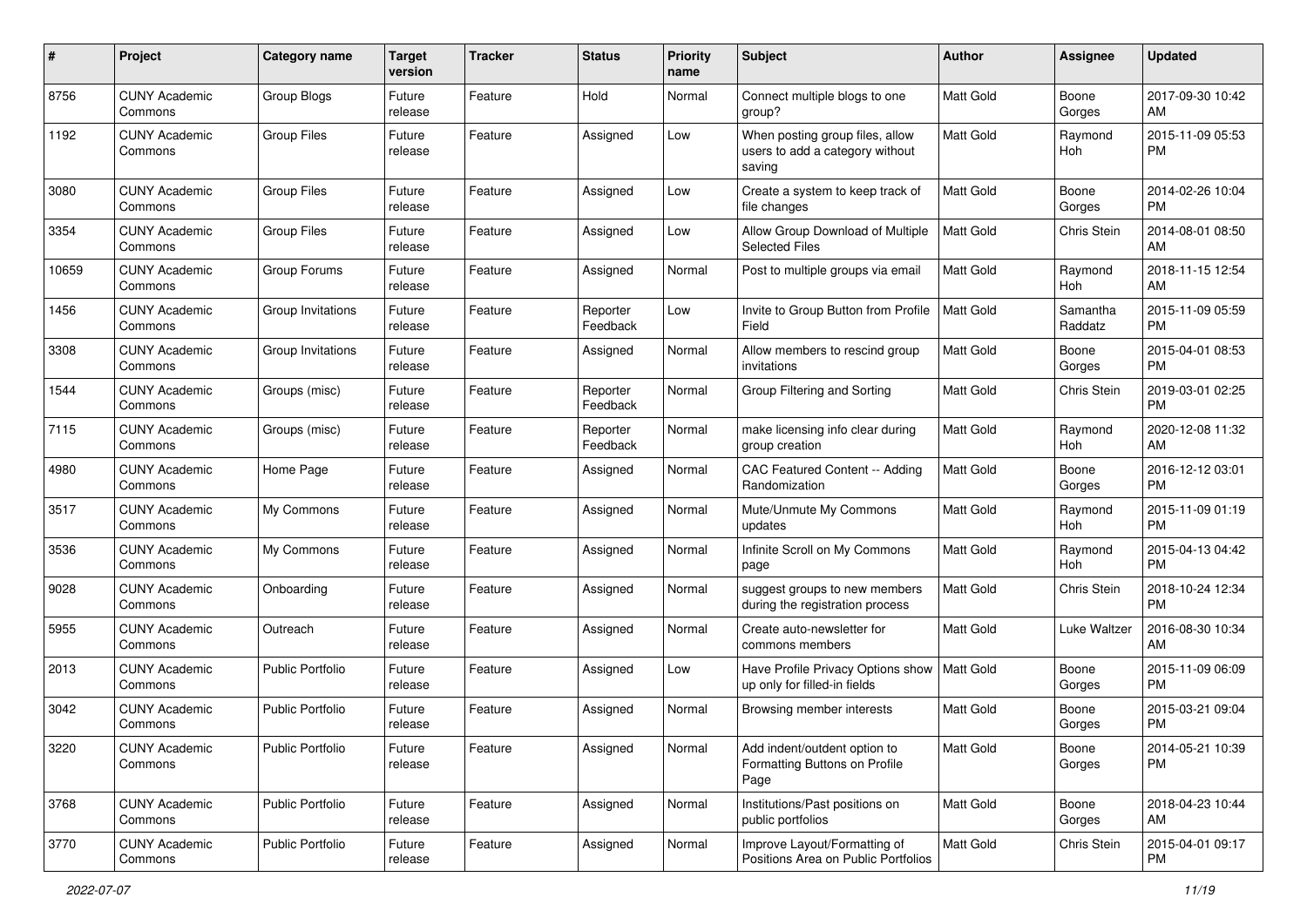| # | Project | Category name | Target version | Tracker | Status | Priority name | Subject | Author | Assignee | Updated |
|---|---|---|---|---|---|---|---|---|---|---|
| 8756 | CUNY Academic Commons | Group Blogs | Future release | Feature | Hold | Normal | Connect multiple blogs to one group? | Matt Gold | Boone Gorges | 2017-09-30 10:42 AM |
| 1192 | CUNY Academic Commons | Group Files | Future release | Feature | Assigned | Low | When posting group files, allow users to add a category without saving | Matt Gold | Raymond Hoh | 2015-11-09 05:53 PM |
| 3080 | CUNY Academic Commons | Group Files | Future release | Feature | Assigned | Low | Create a system to keep track of file changes | Matt Gold | Boone Gorges | 2014-02-26 10:04 PM |
| 3354 | CUNY Academic Commons | Group Files | Future release | Feature | Assigned | Low | Allow Group Download of Multiple Selected Files | Matt Gold | Chris Stein | 2014-08-01 08:50 AM |
| 10659 | CUNY Academic Commons | Group Forums | Future release | Feature | Assigned | Normal | Post to multiple groups via email | Matt Gold | Raymond Hoh | 2018-11-15 12:54 AM |
| 1456 | CUNY Academic Commons | Group Invitations | Future release | Feature | Reporter Feedback | Low | Invite to Group Button from Profile Field | Matt Gold | Samantha Raddatz | 2015-11-09 05:59 PM |
| 3308 | CUNY Academic Commons | Group Invitations | Future release | Feature | Assigned | Normal | Allow members to rescind group invitations | Matt Gold | Boone Gorges | 2015-04-01 08:53 PM |
| 1544 | CUNY Academic Commons | Groups (misc) | Future release | Feature | Reporter Feedback | Normal | Group Filtering and Sorting | Matt Gold | Chris Stein | 2019-03-01 02:25 PM |
| 7115 | CUNY Academic Commons | Groups (misc) | Future release | Feature | Reporter Feedback | Normal | make licensing info clear during group creation | Matt Gold | Raymond Hoh | 2020-12-08 11:32 AM |
| 4980 | CUNY Academic Commons | Home Page | Future release | Feature | Assigned | Normal | CAC Featured Content -- Adding Randomization | Matt Gold | Boone Gorges | 2016-12-12 03:01 PM |
| 3517 | CUNY Academic Commons | My Commons | Future release | Feature | Assigned | Normal | Mute/Unmute My Commons updates | Matt Gold | Raymond Hoh | 2015-11-09 01:19 PM |
| 3536 | CUNY Academic Commons | My Commons | Future release | Feature | Assigned | Normal | Infinite Scroll on My Commons page | Matt Gold | Raymond Hoh | 2015-04-13 04:42 PM |
| 9028 | CUNY Academic Commons | Onboarding | Future release | Feature | Assigned | Normal | suggest groups to new members during the registration process | Matt Gold | Chris Stein | 2018-10-24 12:34 PM |
| 5955 | CUNY Academic Commons | Outreach | Future release | Feature | Assigned | Normal | Create auto-newsletter for commons members | Matt Gold | Luke Waltzer | 2016-08-30 10:34 AM |
| 2013 | CUNY Academic Commons | Public Portfolio | Future release | Feature | Assigned | Low | Have Profile Privacy Options show up only for filled-in fields | Matt Gold | Boone Gorges | 2015-11-09 06:09 PM |
| 3042 | CUNY Academic Commons | Public Portfolio | Future release | Feature | Assigned | Normal | Browsing member interests | Matt Gold | Boone Gorges | 2015-03-21 09:04 PM |
| 3220 | CUNY Academic Commons | Public Portfolio | Future release | Feature | Assigned | Normal | Add indent/outdent option to Formatting Buttons on Profile Page | Matt Gold | Boone Gorges | 2014-05-21 10:39 PM |
| 3768 | CUNY Academic Commons | Public Portfolio | Future release | Feature | Assigned | Normal | Institutions/Past positions on public portfolios | Matt Gold | Boone Gorges | 2018-04-23 10:44 AM |
| 3770 | CUNY Academic Commons | Public Portfolio | Future release | Feature | Assigned | Normal | Improve Layout/Formatting of Positions Area on Public Portfolios | Matt Gold | Chris Stein | 2015-04-01 09:17 PM |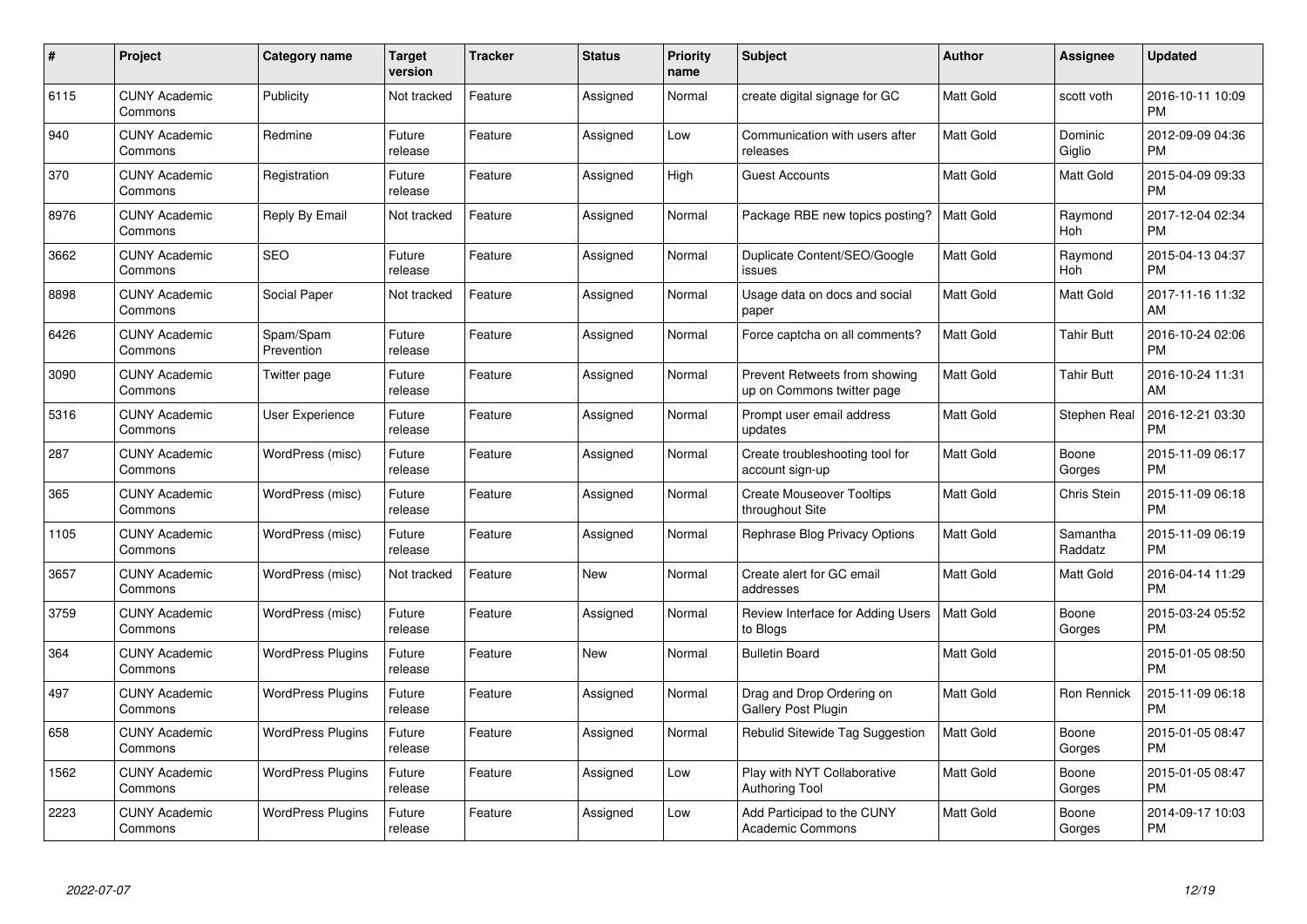| # | Project | Category name | Target version | Tracker | Status | Priority name | Subject | Author | Assignee | Updated |
|---|---|---|---|---|---|---|---|---|---|---|
| 6115 | CUNY Academic Commons | Publicity | Not tracked | Feature | Assigned | Normal | create digital signage for GC | Matt Gold | scott voth | 2016-10-11 10:09 PM |
| 940 | CUNY Academic Commons | Redmine | Future release | Feature | Assigned | Low | Communication with users after releases | Matt Gold | Dominic Giglio | 2012-09-09 04:36 PM |
| 370 | CUNY Academic Commons | Registration | Future release | Feature | Assigned | High | Guest Accounts | Matt Gold | Matt Gold | 2015-04-09 09:33 PM |
| 8976 | CUNY Academic Commons | Reply By Email | Not tracked | Feature | Assigned | Normal | Package RBE new topics posting? | Matt Gold | Raymond Hoh | 2017-12-04 02:34 PM |
| 3662 | CUNY Academic Commons | SEO | Future release | Feature | Assigned | Normal | Duplicate Content/SEO/Google issues | Matt Gold | Raymond Hoh | 2015-04-13 04:37 PM |
| 8898 | CUNY Academic Commons | Social Paper | Not tracked | Feature | Assigned | Normal | Usage data on docs and social paper | Matt Gold | Matt Gold | 2017-11-16 11:32 AM |
| 6426 | CUNY Academic Commons | Spam/Spam Prevention | Future release | Feature | Assigned | Normal | Force captcha on all comments? | Matt Gold | Tahir Butt | 2016-10-24 02:06 PM |
| 3090 | CUNY Academic Commons | Twitter page | Future release | Feature | Assigned | Normal | Prevent Retweets from showing up on Commons twitter page | Matt Gold | Tahir Butt | 2016-10-24 11:31 AM |
| 5316 | CUNY Academic Commons | User Experience | Future release | Feature | Assigned | Normal | Prompt user email address updates | Matt Gold | Stephen Real | 2016-12-21 03:30 PM |
| 287 | CUNY Academic Commons | WordPress (misc) | Future release | Feature | Assigned | Normal | Create troubleshooting tool for account sign-up | Matt Gold | Boone Gorges | 2015-11-09 06:17 PM |
| 365 | CUNY Academic Commons | WordPress (misc) | Future release | Feature | Assigned | Normal | Create Mouseover Tooltips throughout Site | Matt Gold | Chris Stein | 2015-11-09 06:18 PM |
| 1105 | CUNY Academic Commons | WordPress (misc) | Future release | Feature | Assigned | Normal | Rephrase Blog Privacy Options | Matt Gold | Samantha Raddatz | 2015-11-09 06:19 PM |
| 3657 | CUNY Academic Commons | WordPress (misc) | Not tracked | Feature | New | Normal | Create alert for GC email addresses | Matt Gold | Matt Gold | 2016-04-14 11:29 PM |
| 3759 | CUNY Academic Commons | WordPress (misc) | Future release | Feature | Assigned | Normal | Review Interface for Adding Users to Blogs | Matt Gold | Boone Gorges | 2015-03-24 05:52 PM |
| 364 | CUNY Academic Commons | WordPress Plugins | Future release | Feature | New | Normal | Bulletin Board | Matt Gold | | 2015-01-05 08:50 PM |
| 497 | CUNY Academic Commons | WordPress Plugins | Future release | Feature | Assigned | Normal | Drag and Drop Ordering on Gallery Post Plugin | Matt Gold | Ron Rennick | 2015-11-09 06:18 PM |
| 658 | CUNY Academic Commons | WordPress Plugins | Future release | Feature | Assigned | Normal | Rebulid Sitewide Tag Suggestion | Matt Gold | Boone Gorges | 2015-01-05 08:47 PM |
| 1562 | CUNY Academic Commons | WordPress Plugins | Future release | Feature | Assigned | Low | Play with NYT Collaborative Authoring Tool | Matt Gold | Boone Gorges | 2015-01-05 08:47 PM |
| 2223 | CUNY Academic Commons | WordPress Plugins | Future release | Feature | Assigned | Low | Add Participad to the CUNY Academic Commons | Matt Gold | Boone Gorges | 2014-09-17 10:03 PM |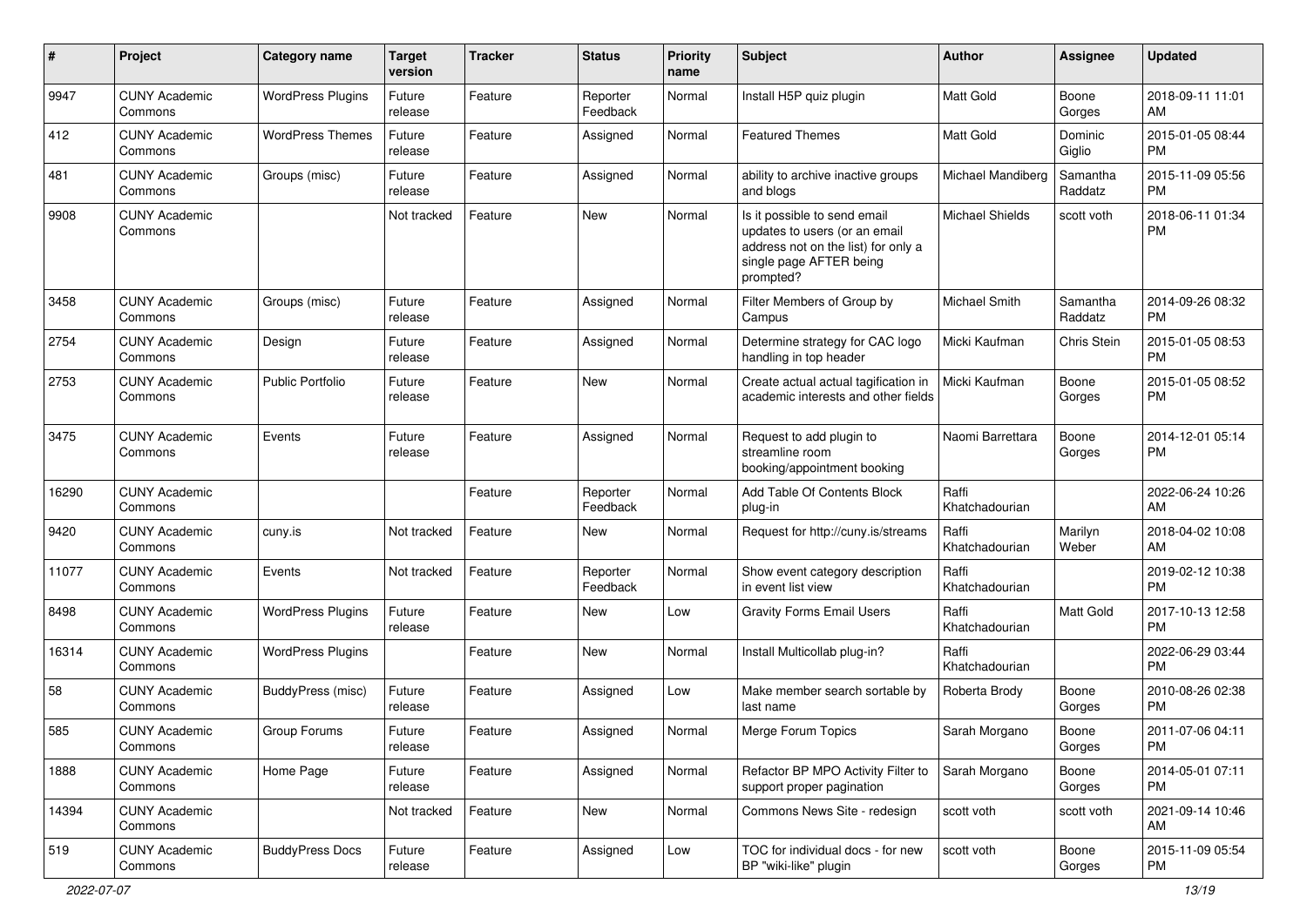| # | Project | Category name | Target version | Tracker | Status | Priority name | Subject | Author | Assignee | Updated |
|---|---|---|---|---|---|---|---|---|---|---|
| 9947 | CUNY Academic Commons | WordPress Plugins | Future release | Feature | Reporter Feedback | Normal | Install H5P quiz plugin | Matt Gold | Boone Gorges | 2018-09-11 11:01 AM |
| 412 | CUNY Academic Commons | WordPress Themes | Future release | Feature | Assigned | Normal | Featured Themes | Matt Gold | Dominic Giglio | 2015-01-05 08:44 PM |
| 481 | CUNY Academic Commons | Groups (misc) | Future release | Feature | Assigned | Normal | ability to archive inactive groups and blogs | Michael Mandiberg | Samantha Raddatz | 2015-11-09 05:56 PM |
| 9908 | CUNY Academic Commons | | Not tracked | Feature | New | Normal | Is it possible to send email updates to users (or an email address not on the list) for only a single page AFTER being prompted? | Michael Shields | scott voth | 2018-06-11 01:34 PM |
| 3458 | CUNY Academic Commons | Groups (misc) | Future release | Feature | Assigned | Normal | Filter Members of Group by Campus | Michael Smith | Samantha Raddatz | 2014-09-26 08:32 PM |
| 2754 | CUNY Academic Commons | Design | Future release | Feature | Assigned | Normal | Determine strategy for CAC logo handling in top header | Micki Kaufman | Chris Stein | 2015-01-05 08:53 PM |
| 2753 | CUNY Academic Commons | Public Portfolio | Future release | Feature | New | Normal | Create actual actual tagification in academic interests and other fields | Micki Kaufman | Boone Gorges | 2015-01-05 08:52 PM |
| 3475 | CUNY Academic Commons | Events | Future release | Feature | Assigned | Normal | Request to add plugin to streamline room booking/appointment booking | Naomi Barrettara | Boone Gorges | 2014-12-01 05:14 PM |
| 16290 | CUNY Academic Commons | | | Feature | Reporter Feedback | Normal | Add Table Of Contents Block plug-in | Raffi Khatchadourian | | 2022-06-24 10:26 AM |
| 9420 | CUNY Academic Commons | cuny.is | Not tracked | Feature | New | Normal | Request for http://cuny.is/streams | Raffi Khatchadourian | Marilyn Weber | 2018-04-02 10:08 AM |
| 11077 | CUNY Academic Commons | Events | Not tracked | Feature | Reporter Feedback | Normal | Show event category description in event list view | Raffi Khatchadourian | | 2019-02-12 10:38 PM |
| 8498 | CUNY Academic Commons | WordPress Plugins | Future release | Feature | New | Low | Gravity Forms Email Users | Raffi Khatchadourian | Matt Gold | 2017-10-13 12:58 PM |
| 16314 | CUNY Academic Commons | WordPress Plugins | | Feature | New | Normal | Install Multicollab plug-in? | Raffi Khatchadourian | | 2022-06-29 03:44 PM |
| 58 | CUNY Academic Commons | BuddyPress (misc) | Future release | Feature | Assigned | Low | Make member search sortable by last name | Roberta Brody | Boone Gorges | 2010-08-26 02:38 PM |
| 585 | CUNY Academic Commons | Group Forums | Future release | Feature | Assigned | Normal | Merge Forum Topics | Sarah Morgano | Boone Gorges | 2011-07-06 04:11 PM |
| 1888 | CUNY Academic Commons | Home Page | Future release | Feature | Assigned | Normal | Refactor BP MPO Activity Filter to support proper pagination | Sarah Morgano | Boone Gorges | 2014-05-01 07:11 PM |
| 14394 | CUNY Academic Commons | | Not tracked | Feature | New | Normal | Commons News Site - redesign | scott voth | scott voth | 2021-09-14 10:46 AM |
| 519 | CUNY Academic Commons | BuddyPress Docs | Future release | Feature | Assigned | Low | TOC for individual docs - for new BP "wiki-like" plugin | scott voth | Boone Gorges | 2015-11-09 05:54 PM |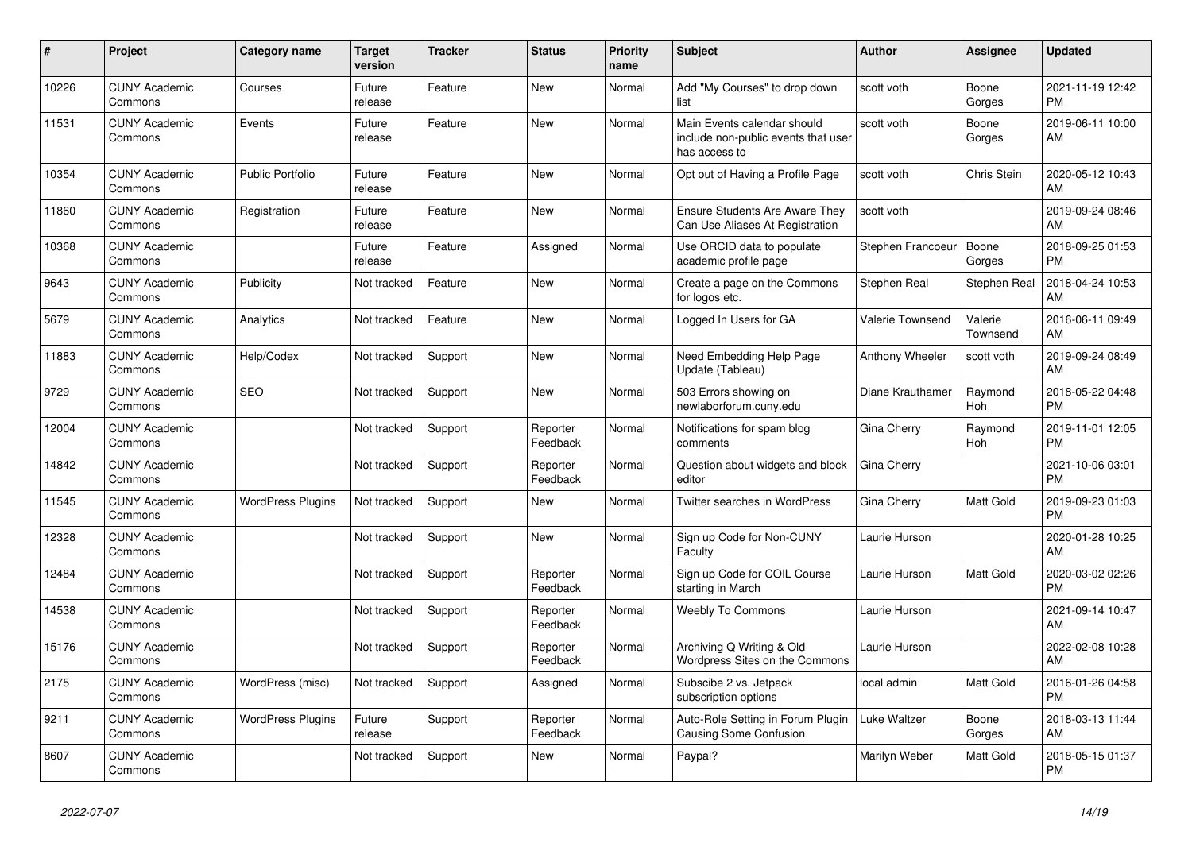| # | Project | Category name | Target version | Tracker | Status | Priority name | Subject | Author | Assignee | Updated |
|---|---|---|---|---|---|---|---|---|---|---|
| 10226 | CUNY Academic Commons | Courses | Future release | Feature | New | Normal | Add "My Courses" to drop down list | scott voth | Boone Gorges | 2021-11-19 12:42 PM |
| 11531 | CUNY Academic Commons | Events | Future release | Feature | New | Normal | Main Events calendar should include non-public events that user has access to | scott voth | Boone Gorges | 2019-06-11 10:00 AM |
| 10354 | CUNY Academic Commons | Public Portfolio | Future release | Feature | New | Normal | Opt out of Having a Profile Page | scott voth | Chris Stein | 2020-05-12 10:43 AM |
| 11860 | CUNY Academic Commons | Registration | Future release | Feature | New | Normal | Ensure Students Are Aware They Can Use Aliases At Registration | scott voth | | 2019-09-24 08:46 AM |
| 10368 | CUNY Academic Commons | | Future release | Feature | Assigned | Normal | Use ORCID data to populate academic profile page | Stephen Francoeur | Boone Gorges | 2018-09-25 01:53 PM |
| 9643 | CUNY Academic Commons | Publicity | Not tracked | Feature | New | Normal | Create a page on the Commons for logos etc. | Stephen Real | Stephen Real | 2018-04-24 10:53 AM |
| 5679 | CUNY Academic Commons | Analytics | Not tracked | Feature | New | Normal | Logged In Users for GA | Valerie Townsend | Valerie Townsend | 2016-06-11 09:49 AM |
| 11883 | CUNY Academic Commons | Help/Codex | Not tracked | Support | New | Normal | Need Embedding Help Page Update (Tableau) | Anthony Wheeler | scott voth | 2019-09-24 08:49 AM |
| 9729 | CUNY Academic Commons | SEO | Not tracked | Support | New | Normal | 503 Errors showing on newlaborforum.cuny.edu | Diane Krauthamer | Raymond Hoh | 2018-05-22 04:48 PM |
| 12004 | CUNY Academic Commons | | Not tracked | Support | Reporter Feedback | Normal | Notifications for spam blog comments | Gina Cherry | Raymond Hoh | 2019-11-01 12:05 PM |
| 14842 | CUNY Academic Commons | | Not tracked | Support | Reporter Feedback | Normal | Question about widgets and block editor | Gina Cherry | | 2021-10-06 03:01 PM |
| 11545 | CUNY Academic Commons | WordPress Plugins | Not tracked | Support | New | Normal | Twitter searches in WordPress | Gina Cherry | Matt Gold | 2019-09-23 01:03 PM |
| 12328 | CUNY Academic Commons | | Not tracked | Support | New | Normal | Sign up Code for Non-CUNY Faculty | Laurie Hurson | | 2020-01-28 10:25 AM |
| 12484 | CUNY Academic Commons | | Not tracked | Support | Reporter Feedback | Normal | Sign up Code for COIL Course starting in March | Laurie Hurson | Matt Gold | 2020-03-02 02:26 PM |
| 14538 | CUNY Academic Commons | | Not tracked | Support | Reporter Feedback | Normal | Weebly To Commons | Laurie Hurson | | 2021-09-14 10:47 AM |
| 15176 | CUNY Academic Commons | | Not tracked | Support | Reporter Feedback | Normal | Archiving Q Writing & Old Wordpress Sites on the Commons | Laurie Hurson | | 2022-02-08 10:28 AM |
| 2175 | CUNY Academic Commons | WordPress (misc) | Not tracked | Support | Assigned | Normal | Subscibe 2 vs. Jetpack subscription options | local admin | Matt Gold | 2016-01-26 04:58 PM |
| 9211 | CUNY Academic Commons | WordPress Plugins | Future release | Support | Reporter Feedback | Normal | Auto-Role Setting in Forum Plugin Causing Some Confusion | Luke Waltzer | Boone Gorges | 2018-03-13 11:44 AM |
| 8607 | CUNY Academic Commons | | Not tracked | Support | New | Normal | Paypal? | Marilyn Weber | Matt Gold | 2018-05-15 01:37 PM |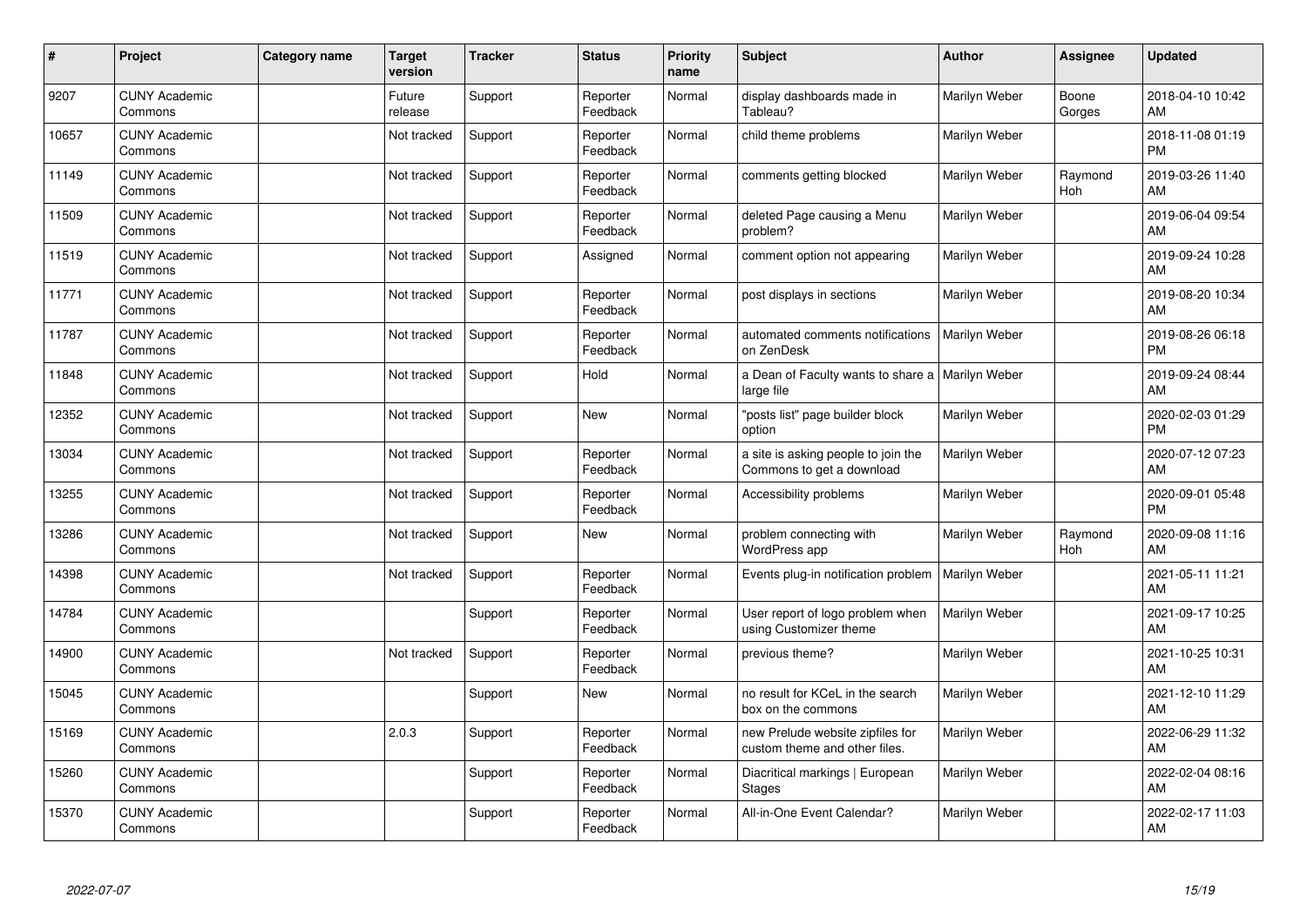| # | Project | Category name | Target version | Tracker | Status | Priority name | Subject | Author | Assignee | Updated |
|---|---|---|---|---|---|---|---|---|---|---|
| 9207 | CUNY Academic Commons | | Future release | Support | Reporter Feedback | Normal | display dashboards made in Tableau? | Marilyn Weber | Boone Gorges | 2018-04-10 10:42 AM |
| 10657 | CUNY Academic Commons | | Not tracked | Support | Reporter Feedback | Normal | child theme problems | Marilyn Weber | | 2018-11-08 01:19 PM |
| 11149 | CUNY Academic Commons | | Not tracked | Support | Reporter Feedback | Normal | comments getting blocked | Marilyn Weber | Raymond Hoh | 2019-03-26 11:40 AM |
| 11509 | CUNY Academic Commons | | Not tracked | Support | Reporter Feedback | Normal | deleted Page causing a Menu problem? | Marilyn Weber | | 2019-06-04 09:54 AM |
| 11519 | CUNY Academic Commons | | Not tracked | Support | Assigned | Normal | comment option not appearing | Marilyn Weber | | 2019-09-24 10:28 AM |
| 11771 | CUNY Academic Commons | | Not tracked | Support | Reporter Feedback | Normal | post displays in sections | Marilyn Weber | | 2019-08-20 10:34 AM |
| 11787 | CUNY Academic Commons | | Not tracked | Support | Reporter Feedback | Normal | automated comments notifications on ZenDesk | Marilyn Weber | | 2019-08-26 06:18 PM |
| 11848 | CUNY Academic Commons | | Not tracked | Support | Hold | Normal | a Dean of Faculty wants to share a large file | Marilyn Weber | | 2019-09-24 08:44 AM |
| 12352 | CUNY Academic Commons | | Not tracked | Support | New | Normal | "posts list" page builder block option | Marilyn Weber | | 2020-02-03 01:29 PM |
| 13034 | CUNY Academic Commons | | Not tracked | Support | Reporter Feedback | Normal | a site is asking people to join the Commons to get a download | Marilyn Weber | | 2020-07-12 07:23 AM |
| 13255 | CUNY Academic Commons | | Not tracked | Support | Reporter Feedback | Normal | Accessibility problems | Marilyn Weber | | 2020-09-01 05:48 PM |
| 13286 | CUNY Academic Commons | | Not tracked | Support | New | Normal | problem connecting with WordPress app | Marilyn Weber | Raymond Hoh | 2020-09-08 11:16 AM |
| 14398 | CUNY Academic Commons | | Not tracked | Support | Reporter Feedback | Normal | Events plug-in notification problem | Marilyn Weber | | 2021-05-11 11:21 AM |
| 14784 | CUNY Academic Commons | | | Support | Reporter Feedback | Normal | User report of logo problem when using Customizer theme | Marilyn Weber | | 2021-09-17 10:25 AM |
| 14900 | CUNY Academic Commons | | Not tracked | Support | Reporter Feedback | Normal | previous theme? | Marilyn Weber | | 2021-10-25 10:31 AM |
| 15045 | CUNY Academic Commons | | | Support | New | Normal | no result for KCeL in the search box on the commons | Marilyn Weber | | 2021-12-10 11:29 AM |
| 15169 | CUNY Academic Commons | | 2.0.3 | Support | Reporter Feedback | Normal | new Prelude website zipfiles for custom theme and other files. | Marilyn Weber | | 2022-06-29 11:32 AM |
| 15260 | CUNY Academic Commons | | | Support | Reporter Feedback | Normal | Diacritical markings \| European Stages | Marilyn Weber | | 2022-02-04 08:16 AM |
| 15370 | CUNY Academic Commons | | | Support | Reporter Feedback | Normal | All-in-One Event Calendar? | Marilyn Weber | | 2022-02-17 11:03 AM |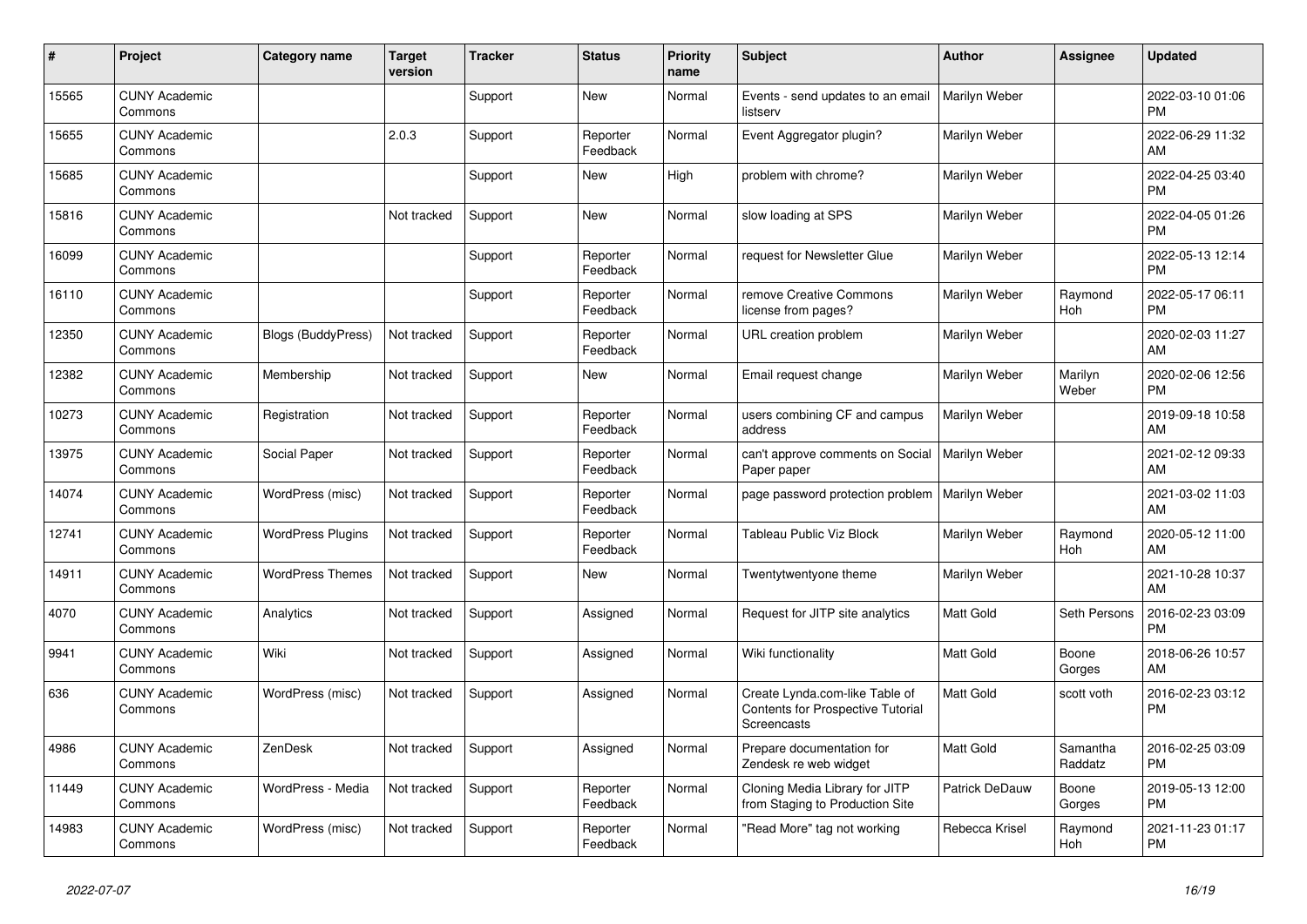| # | Project | Category name | Target version | Tracker | Status | Priority name | Subject | Author | Assignee | Updated |
|---|---|---|---|---|---|---|---|---|---|---|
| 15565 | CUNY Academic Commons | | | Support | New | Normal | Events - send updates to an email listserv | Marilyn Weber | | 2022-03-10 01:06 PM |
| 15655 | CUNY Academic Commons | | 2.0.3 | Support | Reporter Feedback | Normal | Event Aggregator plugin? | Marilyn Weber | | 2022-06-29 11:32 AM |
| 15685 | CUNY Academic Commons | | | Support | New | High | problem with chrome? | Marilyn Weber | | 2022-04-25 03:40 PM |
| 15816 | CUNY Academic Commons | | Not tracked | Support | New | Normal | slow loading at SPS | Marilyn Weber | | 2022-04-05 01:26 PM |
| 16099 | CUNY Academic Commons | | | Support | Reporter Feedback | Normal | request for Newsletter Glue | Marilyn Weber | | 2022-05-13 12:14 PM |
| 16110 | CUNY Academic Commons | | | Support | Reporter Feedback | Normal | remove Creative Commons license from pages? | Marilyn Weber | Raymond Hoh | 2022-05-17 06:11 PM |
| 12350 | CUNY Academic Commons | Blogs (BuddyPress) | Not tracked | Support | Reporter Feedback | Normal | URL creation problem | Marilyn Weber | | 2020-02-03 11:27 AM |
| 12382 | CUNY Academic Commons | Membership | Not tracked | Support | New | Normal | Email request change | Marilyn Weber | Marilyn Weber | 2020-02-06 12:56 PM |
| 10273 | CUNY Academic Commons | Registration | Not tracked | Support | Reporter Feedback | Normal | users combining CF and campus address | Marilyn Weber | | 2019-09-18 10:58 AM |
| 13975 | CUNY Academic Commons | Social Paper | Not tracked | Support | Reporter Feedback | Normal | can't approve comments on Social Paper paper | Marilyn Weber | | 2021-02-12 09:33 AM |
| 14074 | CUNY Academic Commons | WordPress (misc) | Not tracked | Support | Reporter Feedback | Normal | page password protection problem | Marilyn Weber | | 2021-03-02 11:03 AM |
| 12741 | CUNY Academic Commons | WordPress Plugins | Not tracked | Support | Reporter Feedback | Normal | Tableau Public Viz Block | Marilyn Weber | Raymond Hoh | 2020-05-12 11:00 AM |
| 14911 | CUNY Academic Commons | WordPress Themes | Not tracked | Support | New | Normal | Twentytwentyone theme | Marilyn Weber | | 2021-10-28 10:37 AM |
| 4070 | CUNY Academic Commons | Analytics | Not tracked | Support | Assigned | Normal | Request for JITP site analytics | Matt Gold | Seth Persons | 2016-02-23 03:09 PM |
| 9941 | CUNY Academic Commons | Wiki | Not tracked | Support | Assigned | Normal | Wiki functionality | Matt Gold | Boone Gorges | 2018-06-26 10:57 AM |
| 636 | CUNY Academic Commons | WordPress (misc) | Not tracked | Support | Assigned | Normal | Create Lynda.com-like Table of Contents for Prospective Tutorial Screencasts | Matt Gold | scott voth | 2016-02-23 03:12 PM |
| 4986 | CUNY Academic Commons | ZenDesk | Not tracked | Support | Assigned | Normal | Prepare documentation for Zendesk re web widget | Matt Gold | Samantha Raddatz | 2016-02-25 03:09 PM |
| 11449 | CUNY Academic Commons | WordPress - Media | Not tracked | Support | Reporter Feedback | Normal | Cloning Media Library for JITP from Staging to Production Site | Patrick DeDauw | Boone Gorges | 2019-05-13 12:00 PM |
| 14983 | CUNY Academic Commons | WordPress (misc) | Not tracked | Support | Reporter Feedback | Normal | "Read More" tag not working | Rebecca Krisel | Raymond Hoh | 2021-11-23 01:17 PM |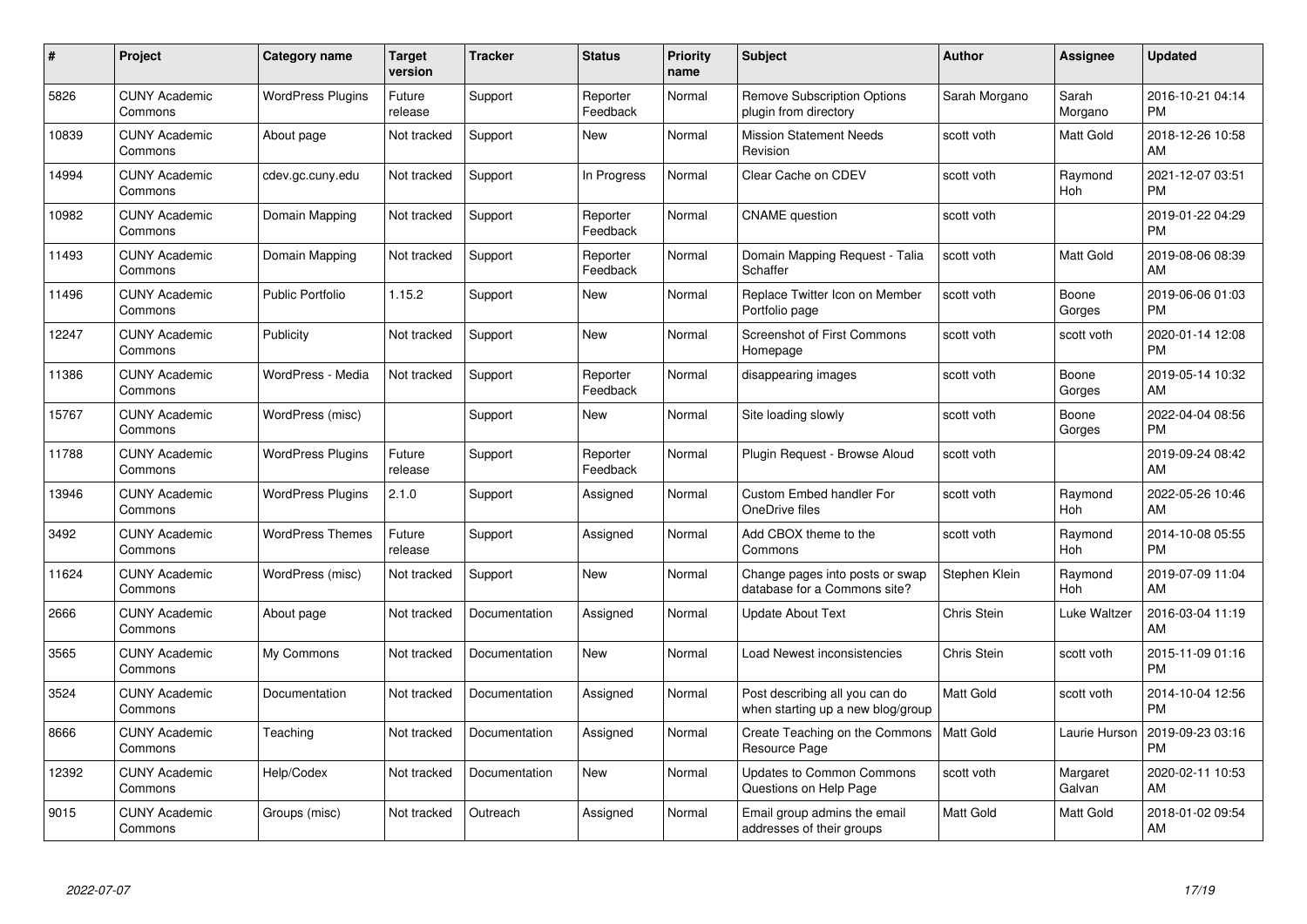| # | Project | Category name | Target version | Tracker | Status | Priority name | Subject | Author | Assignee | Updated |
|---|---|---|---|---|---|---|---|---|---|---|
| 5826 | CUNY Academic Commons | WordPress Plugins | Future release | Support | Reporter Feedback | Normal | Remove Subscription Options plugin from directory | Sarah Morgano | Sarah Morgano | 2016-10-21 04:14 PM |
| 10839 | CUNY Academic Commons | About page | Not tracked | Support | New | Normal | Mission Statement Needs Revision | scott voth | Matt Gold | 2018-12-26 10:58 AM |
| 14994 | CUNY Academic Commons | cdev.gc.cuny.edu | Not tracked | Support | In Progress | Normal | Clear Cache on CDEV | scott voth | Raymond Hoh | 2021-12-07 03:51 PM |
| 10982 | CUNY Academic Commons | Domain Mapping | Not tracked | Support | Reporter Feedback | Normal | CNAME question | scott voth | | 2019-01-22 04:29 PM |
| 11493 | CUNY Academic Commons | Domain Mapping | Not tracked | Support | Reporter Feedback | Normal | Domain Mapping Request - Talia Schaffer | scott voth | Matt Gold | 2019-08-06 08:39 AM |
| 11496 | CUNY Academic Commons | Public Portfolio | 1.15.2 | Support | New | Normal | Replace Twitter Icon on Member Portfolio page | scott voth | Boone Gorges | 2019-06-06 01:03 PM |
| 12247 | CUNY Academic Commons | Publicity | Not tracked | Support | New | Normal | Screenshot of First Commons Homepage | scott voth | scott voth | 2020-01-14 12:08 PM |
| 11386 | CUNY Academic Commons | WordPress - Media | Not tracked | Support | Reporter Feedback | Normal | disappearing images | scott voth | Boone Gorges | 2019-05-14 10:32 AM |
| 15767 | CUNY Academic Commons | WordPress (misc) | | Support | New | Normal | Site loading slowly | scott voth | Boone Gorges | 2022-04-04 08:56 PM |
| 11788 | CUNY Academic Commons | WordPress Plugins | Future release | Support | Reporter Feedback | Normal | Plugin Request - Browse Aloud | scott voth | | 2019-09-24 08:42 AM |
| 13946 | CUNY Academic Commons | WordPress Plugins | 2.1.0 | Support | Assigned | Normal | Custom Embed handler For OneDrive files | scott voth | Raymond Hoh | 2022-05-26 10:46 AM |
| 3492 | CUNY Academic Commons | WordPress Themes | Future release | Support | Assigned | Normal | Add CBOX theme to the Commons | scott voth | Raymond Hoh | 2014-10-08 05:55 PM |
| 11624 | CUNY Academic Commons | WordPress (misc) | Not tracked | Support | New | Normal | Change pages into posts or swap database for a Commons site? | Stephen Klein | Raymond Hoh | 2019-07-09 11:04 AM |
| 2666 | CUNY Academic Commons | About page | Not tracked | Documentation | Assigned | Normal | Update About Text | Chris Stein | Luke Waltzer | 2016-03-04 11:19 AM |
| 3565 | CUNY Academic Commons | My Commons | Not tracked | Documentation | New | Normal | Load Newest inconsistencies | Chris Stein | scott voth | 2015-11-09 01:16 PM |
| 3524 | CUNY Academic Commons | Documentation | Not tracked | Documentation | Assigned | Normal | Post describing all you can do when starting up a new blog/group | Matt Gold | scott voth | 2014-10-04 12:56 PM |
| 8666 | CUNY Academic Commons | Teaching | Not tracked | Documentation | Assigned | Normal | Create Teaching on the Commons Resource Page | Matt Gold | Laurie Hurson | 2019-09-23 03:16 PM |
| 12392 | CUNY Academic Commons | Help/Codex | Not tracked | Documentation | New | Normal | Updates to Common Commons Questions on Help Page | scott voth | Margaret Galvan | 2020-02-11 10:53 AM |
| 9015 | CUNY Academic Commons | Groups (misc) | Not tracked | Outreach | Assigned | Normal | Email group admins the email addresses of their groups | Matt Gold | Matt Gold | 2018-01-02 09:54 AM |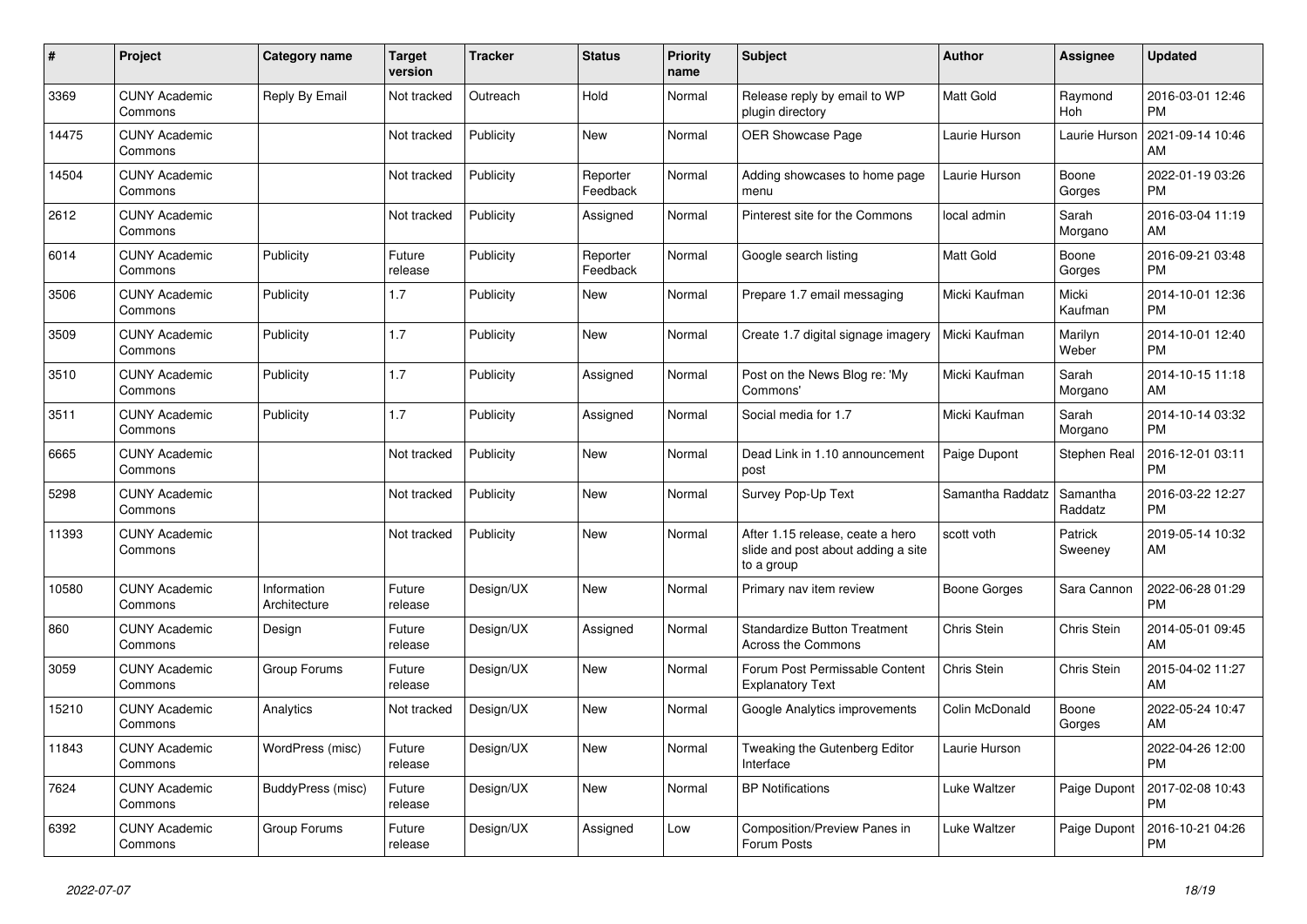| # | Project | Category name | Target version | Tracker | Status | Priority name | Subject | Author | Assignee | Updated |
|---|---|---|---|---|---|---|---|---|---|---|
| 3369 | CUNY Academic Commons | Reply By Email | Not tracked | Outreach | Hold | Normal | Release reply by email to WP plugin directory | Matt Gold | Raymond Hoh | 2016-03-01 12:46 PM |
| 14475 | CUNY Academic Commons | | Not tracked | Publicity | New | Normal | OER Showcase Page | Laurie Hurson | Laurie Hurson | 2021-09-14 10:46 AM |
| 14504 | CUNY Academic Commons | | Not tracked | Publicity | Reporter Feedback | Normal | Adding showcases to home page menu | Laurie Hurson | Boone Gorges | 2022-01-19 03:26 PM |
| 2612 | CUNY Academic Commons | | Not tracked | Publicity | Assigned | Normal | Pinterest site for the Commons | local admin | Sarah Morgano | 2016-03-04 11:19 AM |
| 6014 | CUNY Academic Commons | Publicity | Future release | Publicity | Reporter Feedback | Normal | Google search listing | Matt Gold | Boone Gorges | 2016-09-21 03:48 PM |
| 3506 | CUNY Academic Commons | Publicity | 1.7 | Publicity | New | Normal | Prepare 1.7 email messaging | Micki Kaufman | Micki Kaufman | 2014-10-01 12:36 PM |
| 3509 | CUNY Academic Commons | Publicity | 1.7 | Publicity | New | Normal | Create 1.7 digital signage imagery | Micki Kaufman | Marilyn Weber | 2014-10-01 12:40 PM |
| 3510 | CUNY Academic Commons | Publicity | 1.7 | Publicity | Assigned | Normal | Post on the News Blog re: 'My Commons' | Micki Kaufman | Sarah Morgano | 2014-10-15 11:18 AM |
| 3511 | CUNY Academic Commons | Publicity | 1.7 | Publicity | Assigned | Normal | Social media for 1.7 | Micki Kaufman | Sarah Morgano | 2014-10-14 03:32 PM |
| 6665 | CUNY Academic Commons | | Not tracked | Publicity | New | Normal | Dead Link in 1.10 announcement post | Paige Dupont | Stephen Real | 2016-12-01 03:11 PM |
| 5298 | CUNY Academic Commons | | Not tracked | Publicity | New | Normal | Survey Pop-Up Text | Samantha Raddatz | Samantha Raddatz | 2016-03-22 12:27 PM |
| 11393 | CUNY Academic Commons | | Not tracked | Publicity | New | Normal | After 1.15 release, ceate a hero slide and post about adding a site to a group | scott voth | Patrick Sweeney | 2019-05-14 10:32 AM |
| 10580 | CUNY Academic Commons | Information Architecture | Future release | Design/UX | New | Normal | Primary nav item review | Boone Gorges | Sara Cannon | 2022-06-28 01:29 PM |
| 860 | CUNY Academic Commons | Design | Future release | Design/UX | Assigned | Normal | Standardize Button Treatment Across the Commons | Chris Stein | Chris Stein | 2014-05-01 09:45 AM |
| 3059 | CUNY Academic Commons | Group Forums | Future release | Design/UX | New | Normal | Forum Post Permissable Content Explanatory Text | Chris Stein | Chris Stein | 2015-04-02 11:27 AM |
| 15210 | CUNY Academic Commons | Analytics | Not tracked | Design/UX | New | Normal | Google Analytics improvements | Colin McDonald | Boone Gorges | 2022-05-24 10:47 AM |
| 11843 | CUNY Academic Commons | WordPress (misc) | Future release | Design/UX | New | Normal | Tweaking the Gutenberg Editor Interface | Laurie Hurson | | 2022-04-26 12:00 PM |
| 7624 | CUNY Academic Commons | BuddyPress (misc) | Future release | Design/UX | New | Normal | BP Notifications | Luke Waltzer | Paige Dupont | 2017-02-08 10:43 PM |
| 6392 | CUNY Academic Commons | Group Forums | Future release | Design/UX | Assigned | Low | Composition/Preview Panes in Forum Posts | Luke Waltzer | Paige Dupont | 2016-10-21 04:26 PM |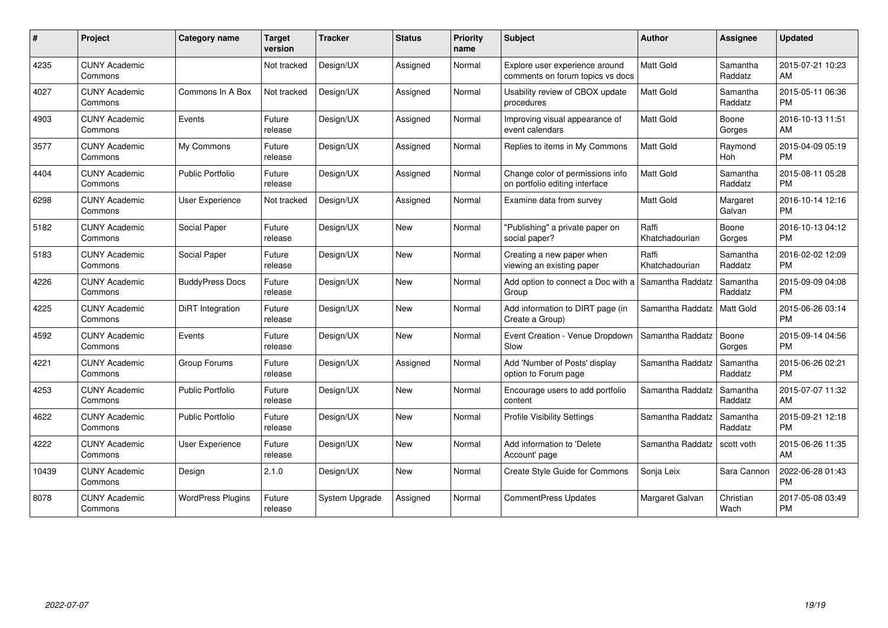| # | Project | Category name | Target version | Tracker | Status | Priority name | Subject | Author | Assignee | Updated |
|---|---|---|---|---|---|---|---|---|---|---|
| 4235 | CUNY Academic Commons | | Not tracked | Design/UX | Assigned | Normal | Explore user experience around comments on forum topics vs docs | Matt Gold | Samantha Raddatz | 2015-07-21 10:23 AM |
| 4027 | CUNY Academic Commons | Commons In A Box | Not tracked | Design/UX | Assigned | Normal | Usability review of CBOX update procedures | Matt Gold | Samantha Raddatz | 2015-05-11 06:36 PM |
| 4903 | CUNY Academic Commons | Events | Future release | Design/UX | Assigned | Normal | Improving visual appearance of event calendars | Matt Gold | Boone Gorges | 2016-10-13 11:51 AM |
| 3577 | CUNY Academic Commons | My Commons | Future release | Design/UX | Assigned | Normal | Replies to items in My Commons | Matt Gold | Raymond Hoh | 2015-04-09 05:19 PM |
| 4404 | CUNY Academic Commons | Public Portfolio | Future release | Design/UX | Assigned | Normal | Change color of permissions info on portfolio editing interface | Matt Gold | Samantha Raddatz | 2015-08-11 05:28 PM |
| 6298 | CUNY Academic Commons | User Experience | Not tracked | Design/UX | Assigned | Normal | Examine data from survey | Matt Gold | Margaret Galvan | 2016-10-14 12:16 PM |
| 5182 | CUNY Academic Commons | Social Paper | Future release | Design/UX | New | Normal | "Publishing" a private paper on social paper? | Raffi Khatchadourian | Boone Gorges | 2016-10-13 04:12 PM |
| 5183 | CUNY Academic Commons | Social Paper | Future release | Design/UX | New | Normal | Creating a new paper when viewing an existing paper | Raffi Khatchadourian | Samantha Raddatz | 2016-02-02 12:09 PM |
| 4226 | CUNY Academic Commons | BuddyPress Docs | Future release | Design/UX | New | Normal | Add option to connect a Doc with a Group | Samantha Raddatz | Samantha Raddatz | 2015-09-09 04:08 PM |
| 4225 | CUNY Academic Commons | DiRT Integration | Future release | Design/UX | New | Normal | Add information to DIRT page (in Create a Group) | Samantha Raddatz | Matt Gold | 2015-06-26 03:14 PM |
| 4592 | CUNY Academic Commons | Events | Future release | Design/UX | New | Normal | Event Creation - Venue Dropdown Slow | Samantha Raddatz | Boone Gorges | 2015-09-14 04:56 PM |
| 4221 | CUNY Academic Commons | Group Forums | Future release | Design/UX | Assigned | Normal | Add 'Number of Posts' display option to Forum page | Samantha Raddatz | Samantha Raddatz | 2015-06-26 02:21 PM |
| 4253 | CUNY Academic Commons | Public Portfolio | Future release | Design/UX | New | Normal | Encourage users to add portfolio content | Samantha Raddatz | Samantha Raddatz | 2015-07-07 11:32 AM |
| 4622 | CUNY Academic Commons | Public Portfolio | Future release | Design/UX | New | Normal | Profile Visibility Settings | Samantha Raddatz | Samantha Raddatz | 2015-09-21 12:18 PM |
| 4222 | CUNY Academic Commons | User Experience | Future release | Design/UX | New | Normal | Add information to 'Delete Account' page | Samantha Raddatz | scott voth | 2015-06-26 11:35 AM |
| 10439 | CUNY Academic Commons | Design | 2.1.0 | Design/UX | New | Normal | Create Style Guide for Commons | Sonja Leix | Sara Cannon | 2022-06-28 01:43 PM |
| 8078 | CUNY Academic Commons | WordPress Plugins | Future release | System Upgrade | Assigned | Normal | CommentPress Updates | Margaret Galvan | Christian Wach | 2017-05-08 03:49 PM |